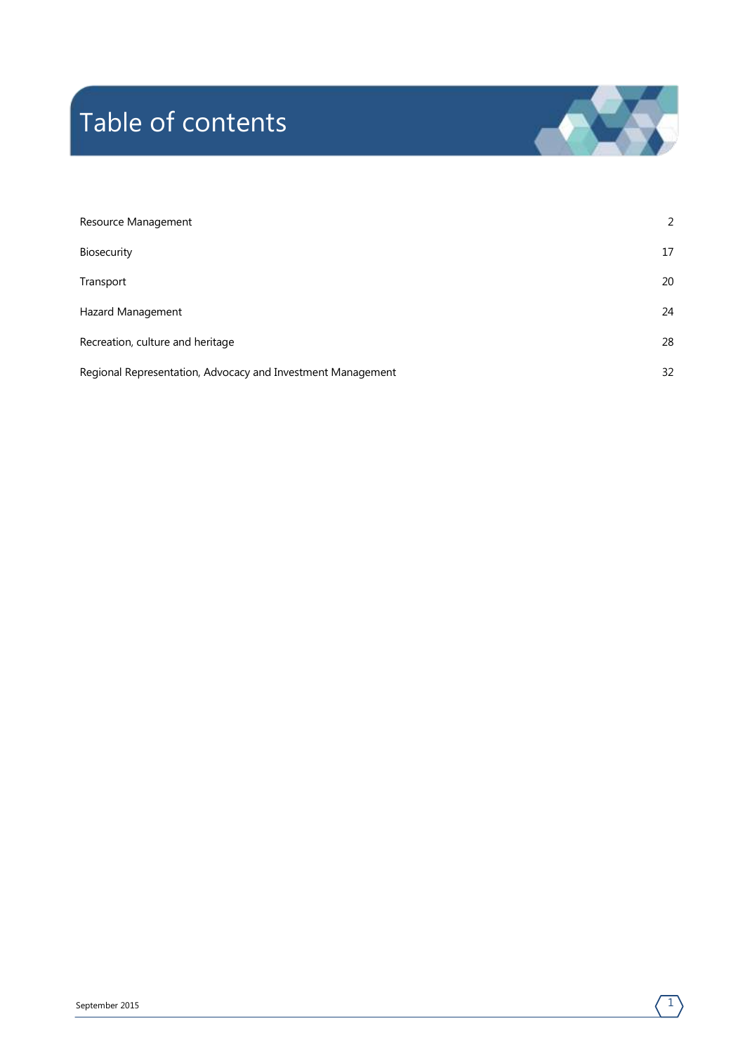# Table of contents

| | |
|---|---|
| Resource Management | 2 |
| Biosecurity | 17 |
| Transport | 20 |
| Hazard Management | 24 |
| Recreation, culture and heritage | 28 |
| Regional Representation, Advocacy and Investment Management | 32 |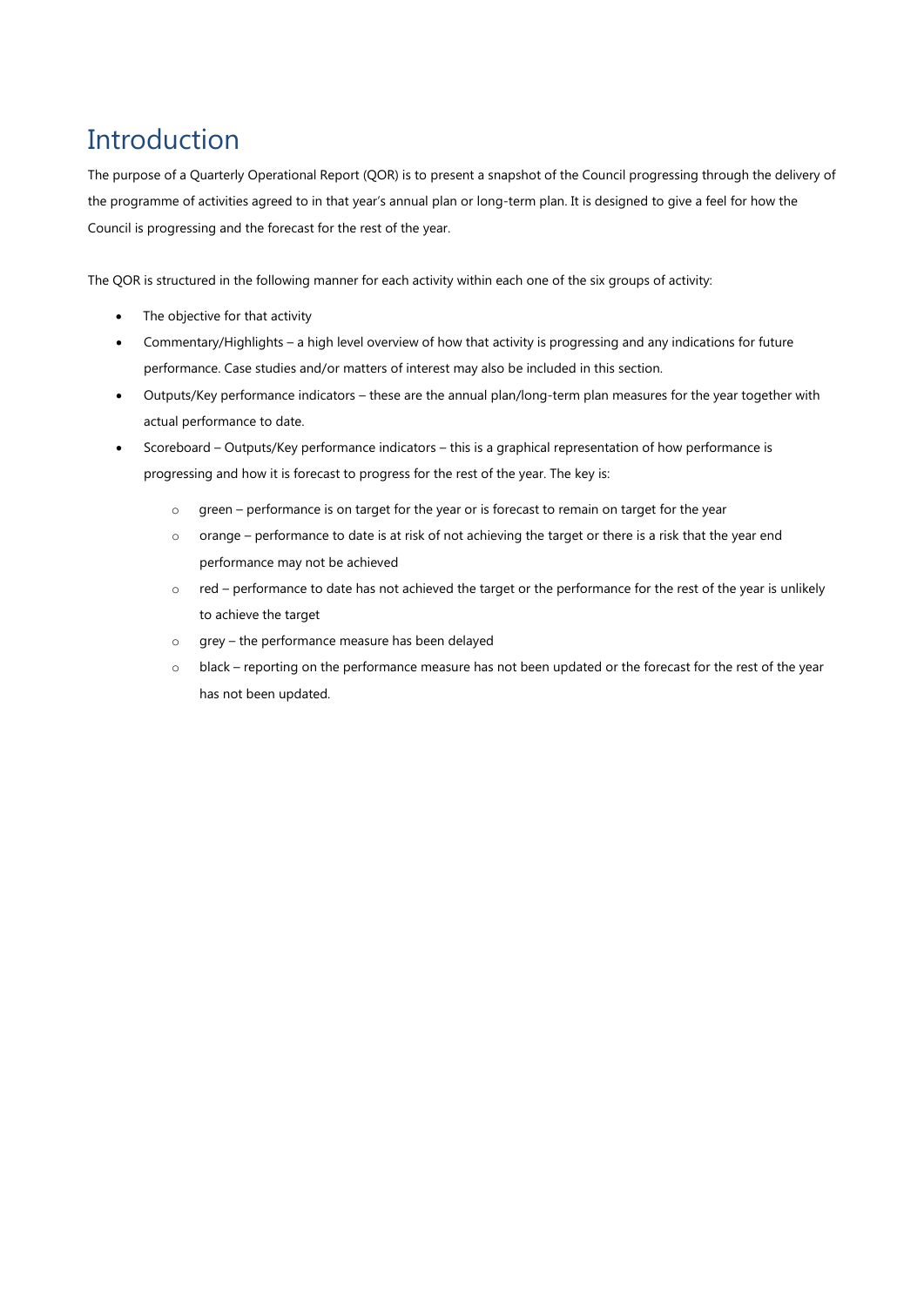# Introduction

The purpose of a Quarterly Operational Report (QOR) is to present a snapshot of the Council progressing through the delivery of the programme of activities agreed to in that year's annual plan or long-term plan. It is designed to give a feel for how the Council is progressing and the forecast for the rest of the year.

The QOR is structured in the following manner for each activity within each one of the six groups of activity:

- The objective for that activity
- Commentary/Highlights – a high level overview of how that activity is progressing and any indications for future performance. Case studies and/or matters of interest may also be included in this section.
- Outputs/Key performance indicators – these are the annual plan/long-term plan measures for the year together with actual performance to date.
- Scoreboard – Outputs/Key performance indicators – this is a graphical representation of how performance is progressing and how it is forecast to progress for the rest of the year. The key is:
    - green – performance is on target for the year or is forecast to remain on target for the year
    - orange – performance to date is at risk of not achieving the target or there is a risk that the year end performance may not be achieved
    - red – performance to date has not achieved the target or the performance for the rest of the year is unlikely to achieve the target
    - grey – the performance measure has been delayed
    - black – reporting on the performance measure has not been updated or the forecast for the rest of the year has not been updated.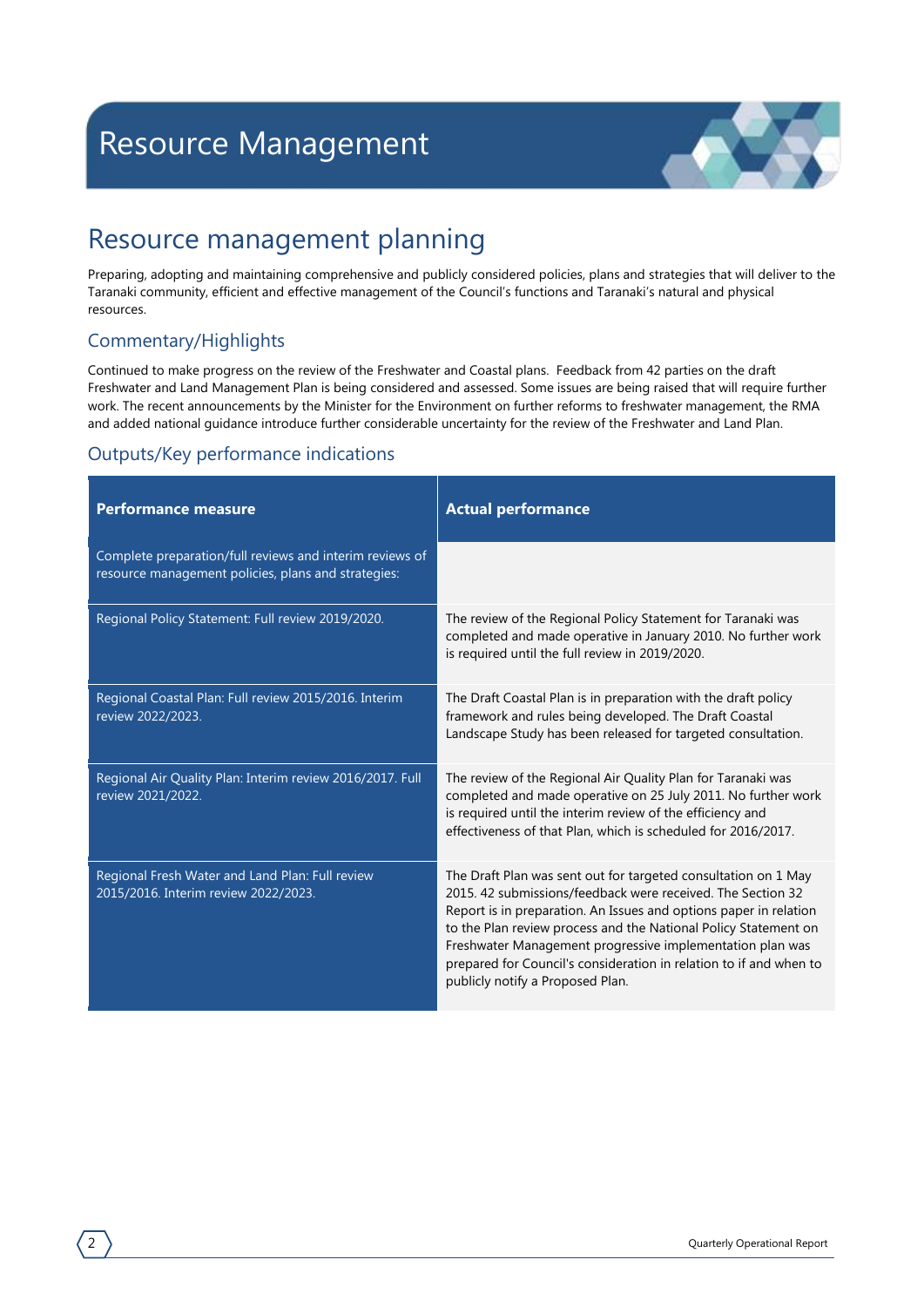# Resource Management

## Resource management planning

Preparing, adopting and maintaining comprehensive and publicly considered policies, plans and strategies that will deliver to the Taranaki community, efficient and effective management of the Council's functions and Taranaki's natural and physical resources.

### Commentary/Highlights

Continued to make progress on the review of the Freshwater and Coastal plans. Feedback from 42 parties on the draft Freshwater and Land Management Plan is being considered and assessed. Some issues are being raised that will require further work. The recent announcements by the Minister for the Environment on further reforms to freshwater management, the RMA and added national guidance introduce further considerable uncertainty for the review of the Freshwater and Land Plan.

### Outputs/Key performance indications

| Performance measure | Actual performance |
|---|---|
| Complete preparation/full reviews and interim reviews of resource management policies, plans and strategies: | |
| Regional Policy Statement: Full review 2019/2020. | The review of the Regional Policy Statement for Taranaki was completed and made operative in January 2010. No further work is required until the full review in 2019/2020. |
| Regional Coastal Plan: Full review 2015/2016. Interim review 2022/2023. | The Draft Coastal Plan is in preparation with the draft policy framework and rules being developed. The Draft Coastal Landscape Study has been released for targeted consultation. |
| Regional Air Quality Plan: Interim review 2016/2017. Full review 2021/2022. | The review of the Regional Air Quality Plan for Taranaki was completed and made operative on 25 July 2011. No further work is required until the interim review of the efficiency and effectiveness of that Plan, which is scheduled for 2016/2017. |
| Regional Fresh Water and Land Plan: Full review 2015/2016. Interim review 2022/2023. | The Draft Plan was sent out for targeted consultation on 1 May 2015. 42 submissions/feedback were received. The Section 32 Report is in preparation. An Issues and options paper in relation to the Plan review process and the National Policy Statement on Freshwater Management progressive implementation plan was prepared for Council's consideration in relation to if and when to publicly notify a Proposed Plan. |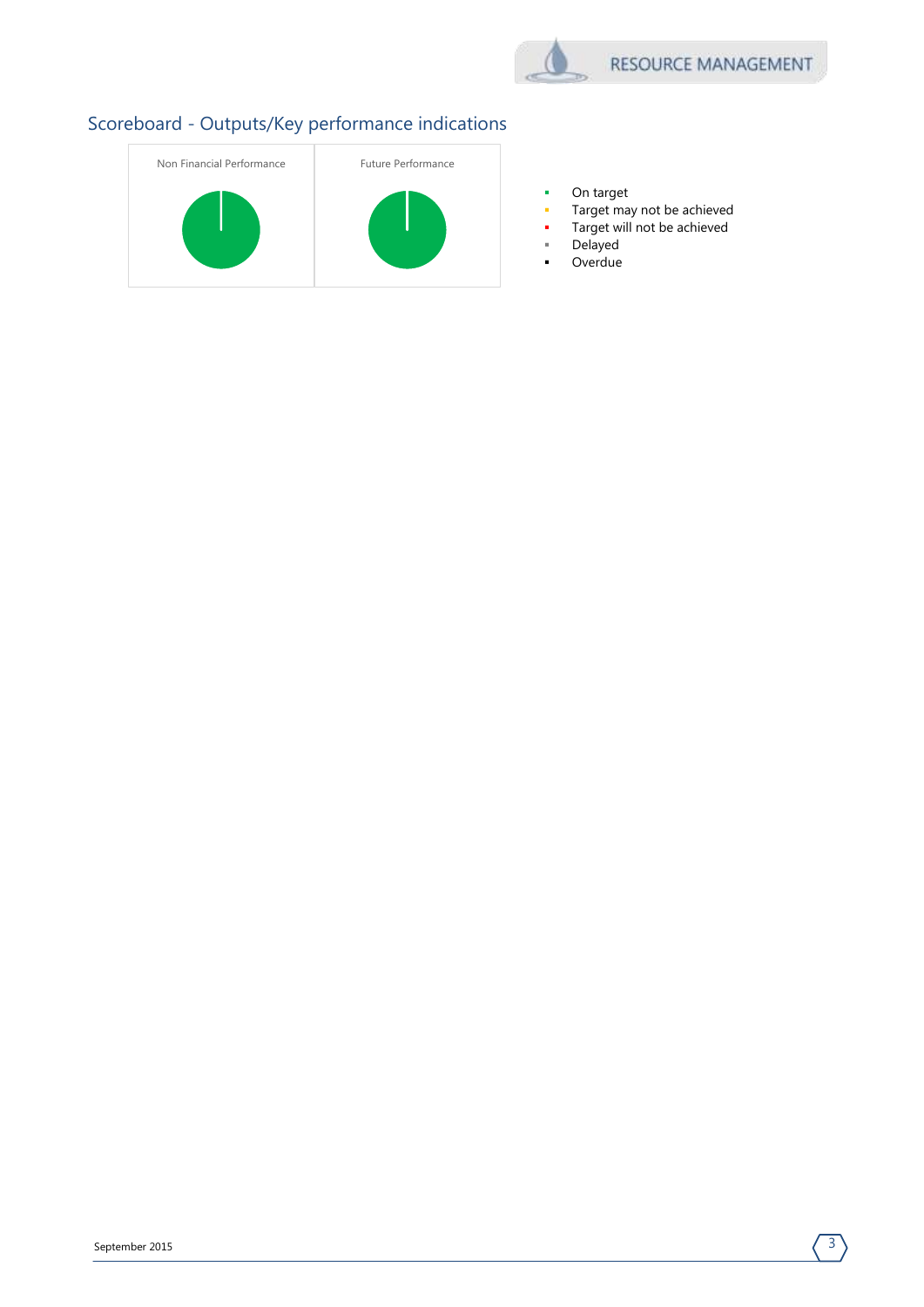## Scoreboard - Outputs/Key performance indications

Non Financial Performance

Future Performance

- On target
- Target may not be achieved
- Target will not be achieved
- Delayed
- Overdue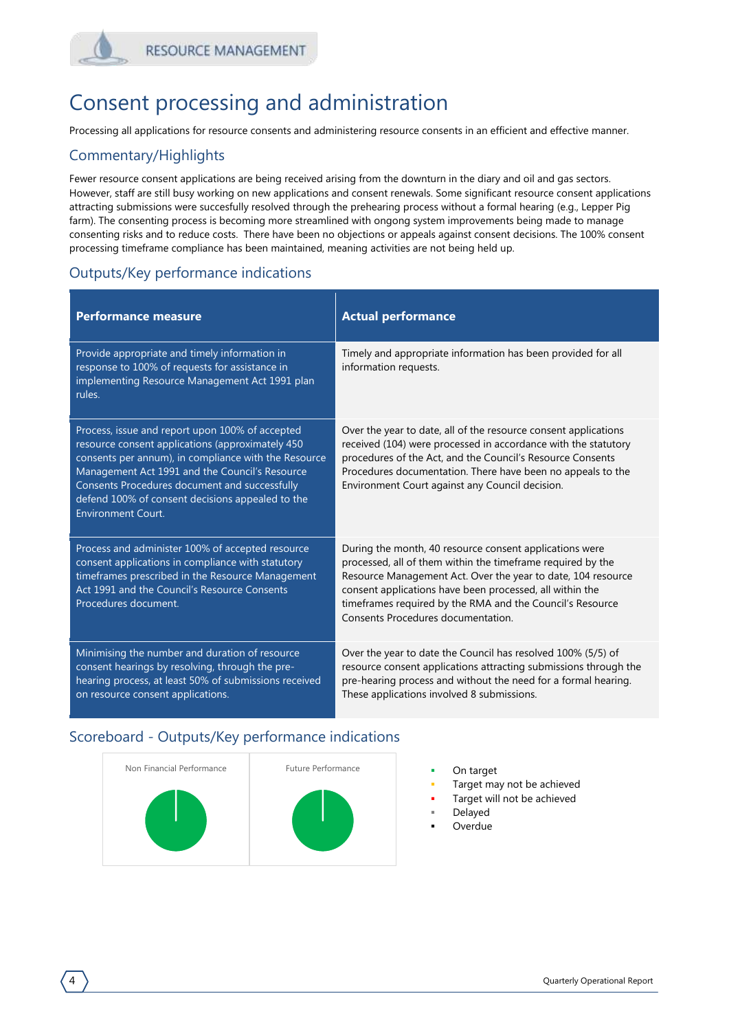# Consent processing and administration

Processing all applications for resource consents and administering resource consents in an efficient and effective manner.

## Commentary/Highlights

Fewer resource consent applications are being received arising from the downturn in the diary and oil and gas sectors. However, staff are still busy working on new applications and consent renewals. Some significant resource consent applications attracting submissions were succesfully resolved through the prehearing process without a formal hearing (e.g., Lepper Pig farm). The consenting process is becoming more streamlined with ongong system improvements being made to manage consenting risks and to reduce costs. There have been no objections or appeals against consent decisions. The 100% consent processing timeframe compliance has been maintained, meaning activities are not being held up.

## Outputs/Key performance indications

| Performance measure | Actual performance |
|---|---|
| Provide appropriate and timely information in response to 100% of requests for assistance in implementing Resource Management Act 1991 plan rules. | Timely and appropriate information has been provided for all information requests. |
| Process, issue and report upon 100% of accepted resource consent applications (approximately 450 consents per annum), in compliance with the Resource Management Act 1991 and the Council's Resource Consents Procedures document and successfully defend 100% of consent decisions appealed to the Environment Court. | Over the year to date, all of the resource consent applications received (104) were processed in accordance with the statutory procedures of the Act, and the Council's Resource Consents Procedures documentation. There have been no appeals to the Environment Court against any Council decision. |
| Process and administer 100% of accepted resource consent applications in compliance with statutory timeframes prescribed in the Resource Management Act 1991 and the Council's Resource Consents Procedures document. | During the month, 40 resource consent applications were processed, all of them within the timeframe required by the Resource Management Act. Over the year to date, 104 resource consent applications have been processed, all within the timeframes required by the RMA and the Council's Resource Consents Procedures documentation. |
| Minimising the number and duration of resource consent hearings by resolving, through the pre-hearing process, at least 50% of submissions received on resource consent applications. | Over the year to date the Council has resolved 100% (5/5) of resource consent applications attracting submissions through the pre-hearing process and without the need for a formal hearing. These applications involved 8 submissions. |

## Scoreboard - Outputs/Key performance indications

Non Financial Performance

Future Performance

- On target
- Target may not be achieved
- Target will not be achieved
- Delayed
- Overdue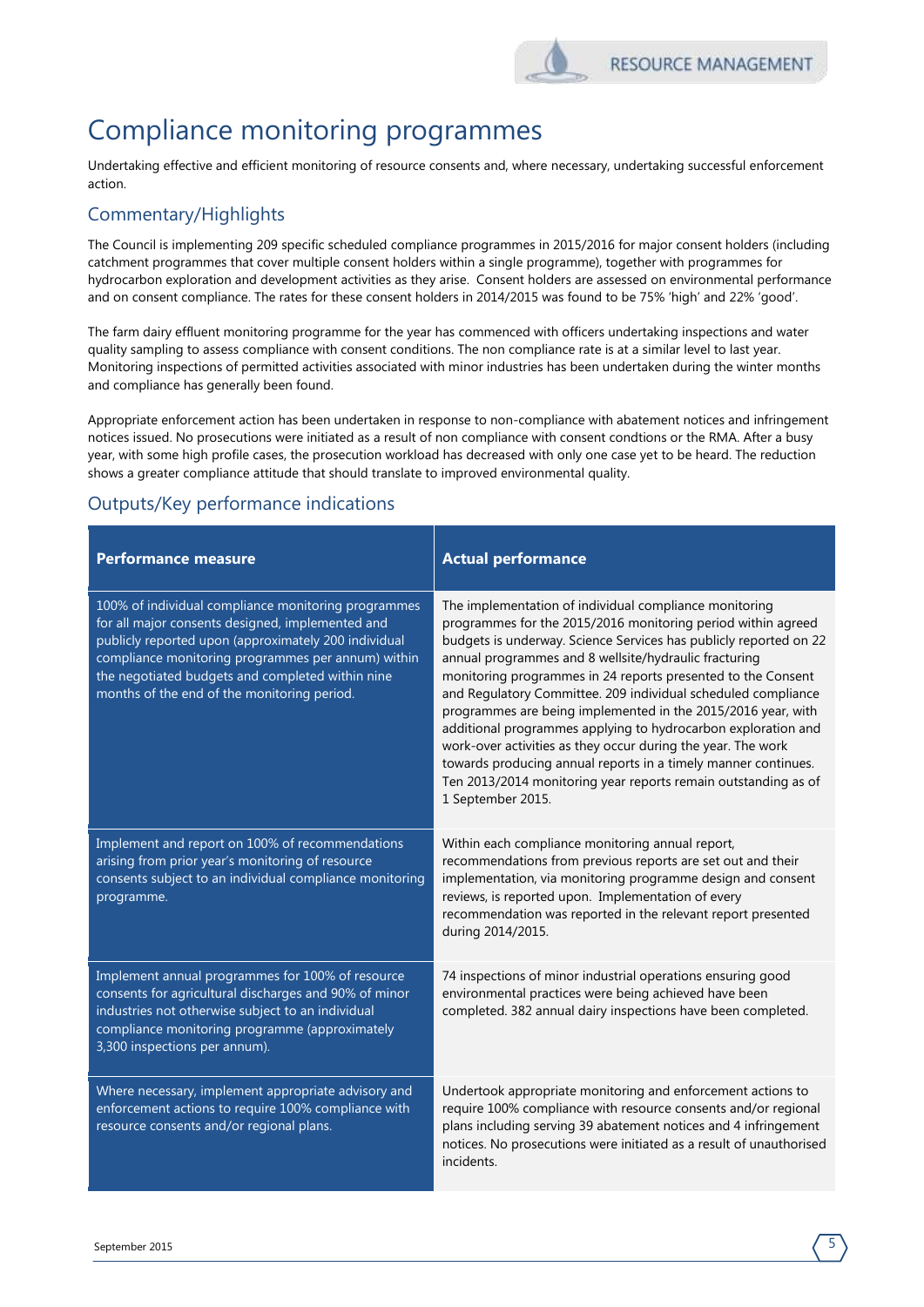# Compliance monitoring programmes

Undertaking effective and efficient monitoring of resource consents and, where necessary, undertaking successful enforcement action.

## Commentary/Highlights

The Council is implementing 209 specific scheduled compliance programmes in 2015/2016 for major consent holders (including catchment programmes that cover multiple consent holders within a single programme), together with programmes for hydrocarbon exploration and development activities as they arise. Consent holders are assessed on environmental performance and on consent compliance. The rates for these consent holders in 2014/2015 was found to be 75% 'high' and 22% 'good'.

The farm dairy effluent monitoring programme for the year has commenced with officers undertaking inspections and water quality sampling to assess compliance with consent conditions. The non compliance rate is at a similar level to last year. Monitoring inspections of permitted activities associated with minor industries has been undertaken during the winter months and compliance has generally been found.

Appropriate enforcement action has been undertaken in response to non-compliance with abatement notices and infringement notices issued. No prosecutions were initiated as a result of non compliance with consent condtions or the RMA. After a busy year, with some high profile cases, the prosecution workload has decreased with only one case yet to be heard. The reduction shows a greater compliance attitude that should translate to improved environmental quality.

## Outputs/Key performance indications

| Performance measure | Actual performance |
|---|---|
| 100% of individual compliance monitoring programmes for all major consents designed, implemented and publicly reported upon (approximately 200 individual compliance monitoring programmes per annum) within the negotiated budgets and completed within nine months of the end of the monitoring period. | The implementation of individual compliance monitoring programmes for the 2015/2016 monitoring period within agreed budgets is underway. Science Services has publicly reported on 22 annual programmes and 8 wellsite/hydraulic fracturing monitoring programmes in 24 reports presented to the Consent and Regulatory Committee. 209 individual scheduled compliance programmes are being implemented in the 2015/2016 year, with additional programmes applying to hydrocarbon exploration and work-over activities as they occur during the year. The work towards producing annual reports in a timely manner continues. Ten 2013/2014 monitoring year reports remain outstanding as of 1 September 2015. |
| Implement and report on 100% of recommendations arising from prior year's monitoring of resource consents subject to an individual compliance monitoring programme. | Within each compliance monitoring annual report, recommendations from previous reports are set out and their implementation, via monitoring programme design and consent reviews, is reported upon. Implementation of every recommendation was reported in the relevant report presented during 2014/2015. |
| Implement annual programmes for 100% of resource consents for agricultural discharges and 90% of minor industries not otherwise subject to an individual compliance monitoring programme (approximately 3,300 inspections per annum). | 74 inspections of minor industrial operations ensuring good environmental practices were being achieved have been completed. 382 annual dairy inspections have been completed. |
| Where necessary, implement appropriate advisory and enforcement actions to require 100% compliance with resource consents and/or regional plans. | Undertook appropriate monitoring and enforcement actions to require 100% compliance with resource consents and/or regional plans including serving 39 abatement notices and 4 infringement notices. No prosecutions were initiated as a result of unauthorised incidents. |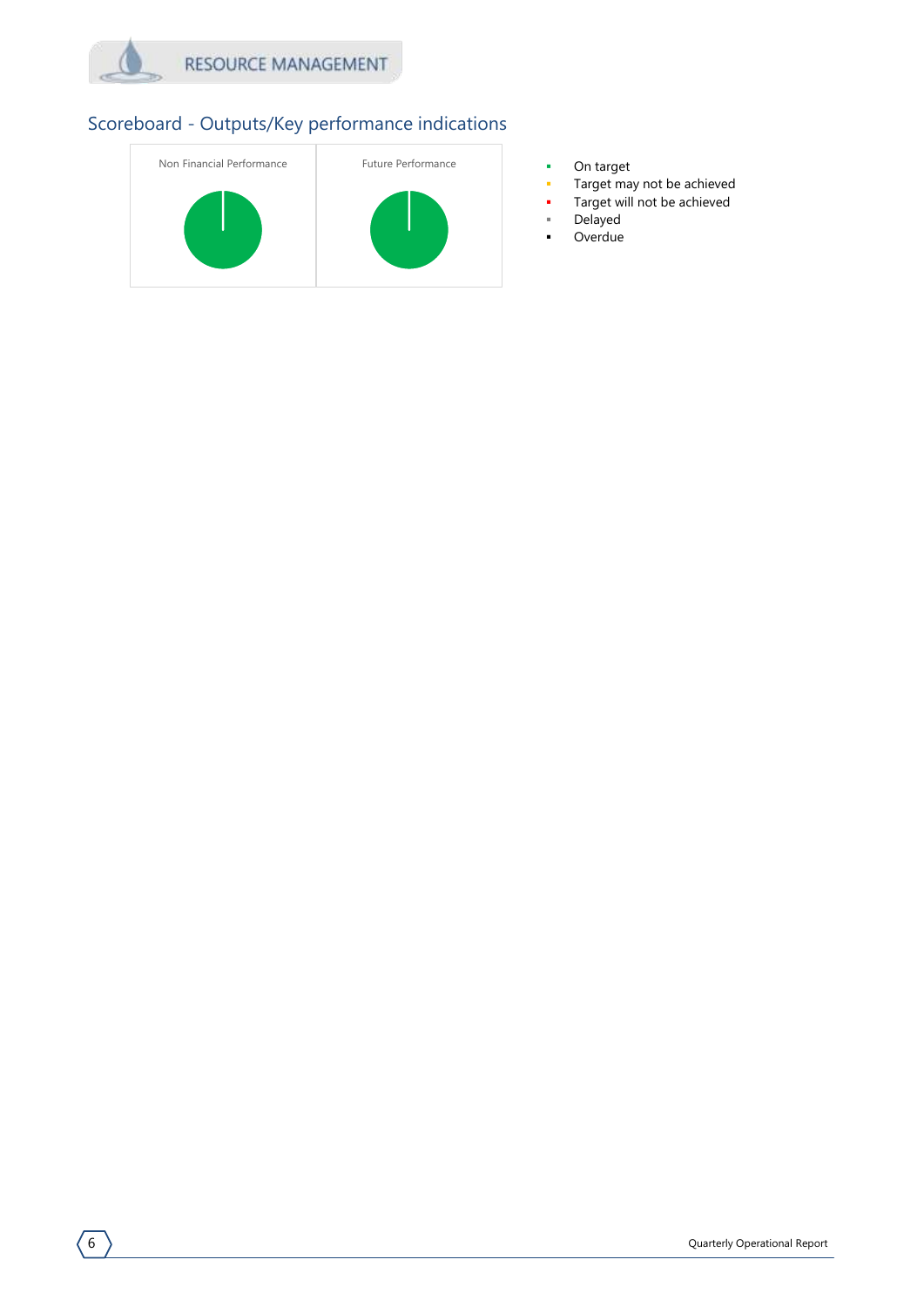# RESOURCE MANAGEMENT

## Scoreboard - Outputs/Key performance indications

Non Financial Performance

Future Performance

- On target
- Target may not be achieved
- Target will not be achieved
- Delayed
- Overdue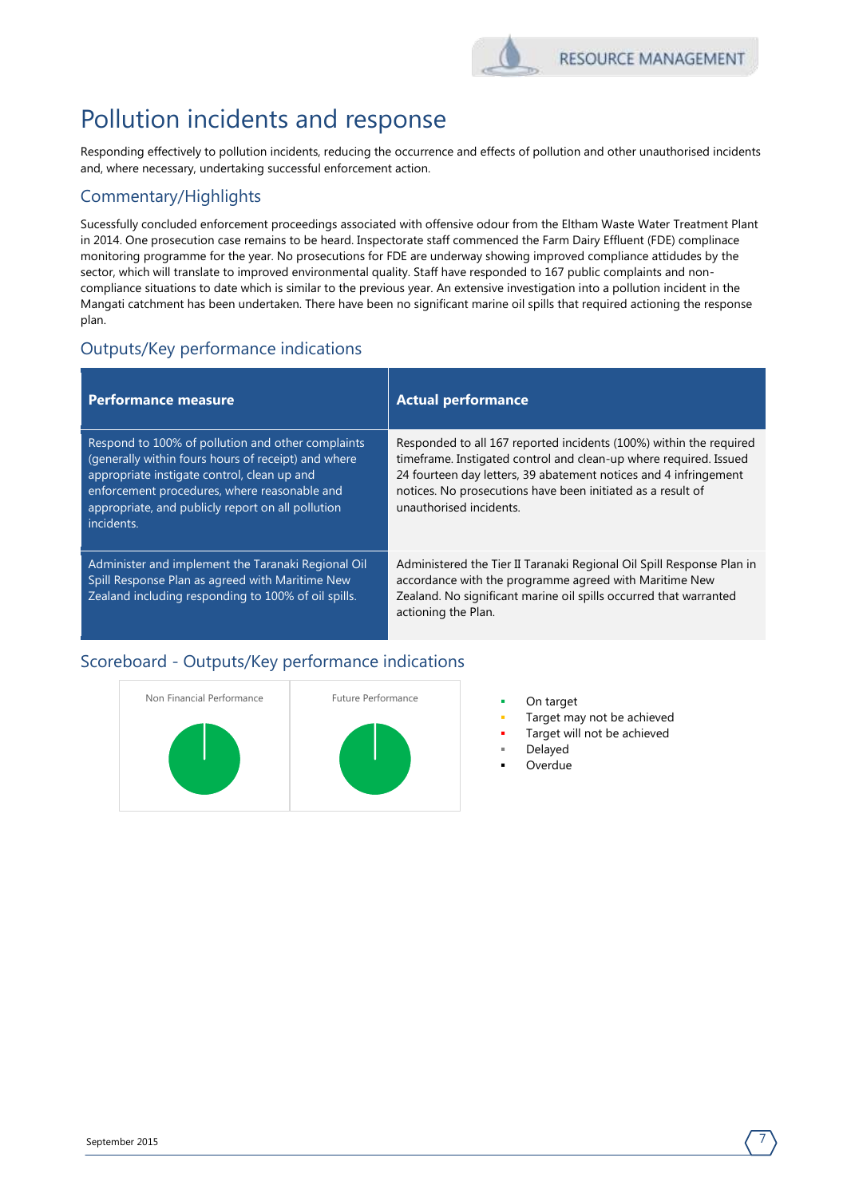# Pollution incidents and response

Responding effectively to pollution incidents, reducing the occurrence and effects of pollution and other unauthorised incidents and, where necessary, undertaking successful enforcement action.

## Commentary/Highlights

Sucessfully concluded enforcement proceedings associated with offensive odour from the Eltham Waste Water Treatment Plant in 2014. One prosecution case remains to be heard. Inspectorate staff commenced the Farm Dairy Effluent (FDE) complinace monitoring programme for the year. No prosecutions for FDE are underway showing improved compliance attidudes by the sector, which will translate to improved environmental quality. Staff have responded to 167 public complaints and non-compliance situations to date which is similar to the previous year. An extensive investigation into a pollution incident in the Mangati catchment has been undertaken. There have been no significant marine oil spills that required actioning the response plan.

## Outputs/Key performance indications

| Performance measure | Actual performance |
|---|---|
| Respond to 100% of pollution and other complaints (generally within fours hours of receipt) and where appropriate instigate control, clean up and enforcement procedures, where reasonable and appropriate, and publicly report on all pollution incidents. | Responded to all 167 reported incidents (100%) within the required timeframe. Instigated control and clean-up where required. Issued 24 fourteen day letters, 39 abatement notices and 4 infringement notices. No prosecutions have been initiated as a result of unauthorised incidents. |
| Administer and implement the Taranaki Regional Oil Spill Response Plan as agreed with Maritime New Zealand including responding to 100% of oil spills. | Administered the Tier II Taranaki Regional Oil Spill Response Plan in accordance with the programme agreed with Maritime New Zealand. No significant marine oil spills occurred that warranted actioning the Plan. |

## Scoreboard - Outputs/Key performance indications

Non Financial Performance

Future Performance

- On target
- Target may not be achieved
- Target will not be achieved
- Delayed
- Overdue

September 2015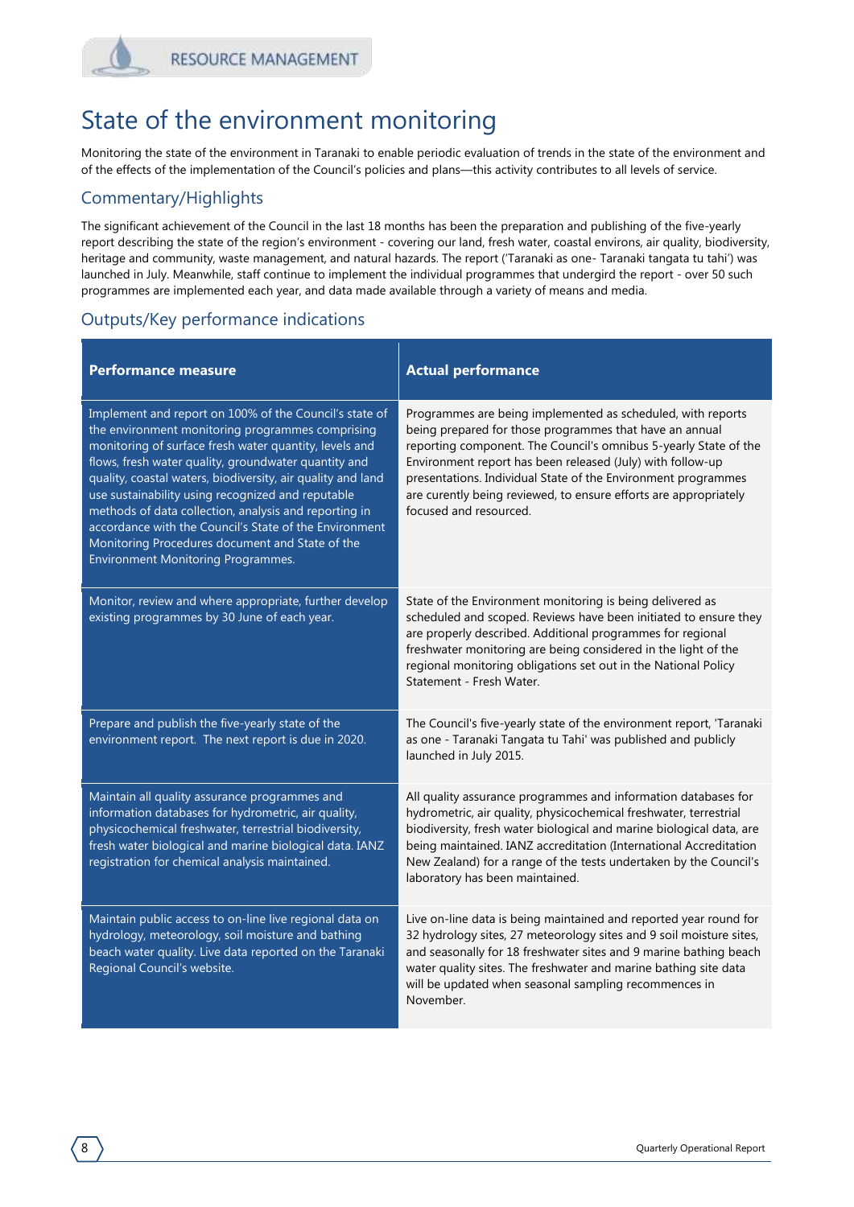# State of the environment monitoring

Monitoring the state of the environment in Taranaki to enable periodic evaluation of trends in the state of the environment and of the effects of the implementation of the Council's policies and plans—this activity contributes to all levels of service.

## Commentary/Highlights

The significant achievement of the Council in the last 18 months has been the preparation and publishing of the five-yearly report describing the state of the region's environment - covering our land, fresh water, coastal environs, air quality, biodiversity, heritage and community, waste management, and natural hazards. The report ('Taranaki as one- Taranaki tangata tu tahi') was launched in July. Meanwhile, staff continue to implement the individual programmes that undergird the report - over 50 such programmes are implemented each year, and data made available through a variety of means and media.

## Outputs/Key performance indications

| Performance measure | Actual performance |
|---|---|
| Implement and report on 100% of the Council's state of the environment monitoring programmes comprising monitoring of surface fresh water quantity, levels and flows, fresh water quality, groundwater quantity and quality, coastal waters, biodiversity, air quality and land use sustainability using recognized and reputable methods of data collection, analysis and reporting in accordance with the Council's State of the Environment Monitoring Procedures document and State of the Environment Monitoring Programmes. | Programmes are being implemented as scheduled, with reports being prepared for those programmes that have an annual reporting component. The Council's omnibus 5-yearly State of the Environment report has been released (July) with follow-up presentations. Individual State of the Environment programmes are curently being reviewed, to ensure efforts are appropriately focused and resourced. |
| Monitor, review and where appropriate, further develop existing programmes by 30 June of each year. | State of the Environment monitoring is being delivered as scheduled and scoped. Reviews have been initiated to ensure they are properly described. Additional programmes for regional freshwater monitoring are being considered in the light of the regional monitoring obligations set out in the National Policy Statement - Fresh Water. |
| Prepare and publish the five-yearly state of the environment report. The next report is due in 2020. | The Council's five-yearly state of the environment report, 'Taranaki as one - Taranaki Tangata tu Tahi' was published and publicly launched in July 2015. |
| Maintain all quality assurance programmes and information databases for hydrometric, air quality, physicochemical freshwater, terrestrial biodiversity, fresh water biological and marine biological data. IANZ registration for chemical analysis maintained. | All quality assurance programmes and information databases for hydrometric, air quality, physicochemical freshwater, terrestrial biodiversity, fresh water biological and marine biological data, are being maintained. IANZ accreditation (International Accreditation New Zealand) for a range of the tests undertaken by the Council's laboratory has been maintained. |
| Maintain public access to on-line live regional data on hydrology, meteorology, soil moisture and bathing beach water quality. Live data reported on the Taranaki Regional Council's website. | Live on-line data is being maintained and reported year round for 32 hydrology sites, 27 meteorology sites and 9 soil moisture sites, and seasonally for 18 freshwater sites and 9 marine bathing beach water quality sites. The freshwater and marine bathing site data will be updated when seasonal sampling recommences in November. |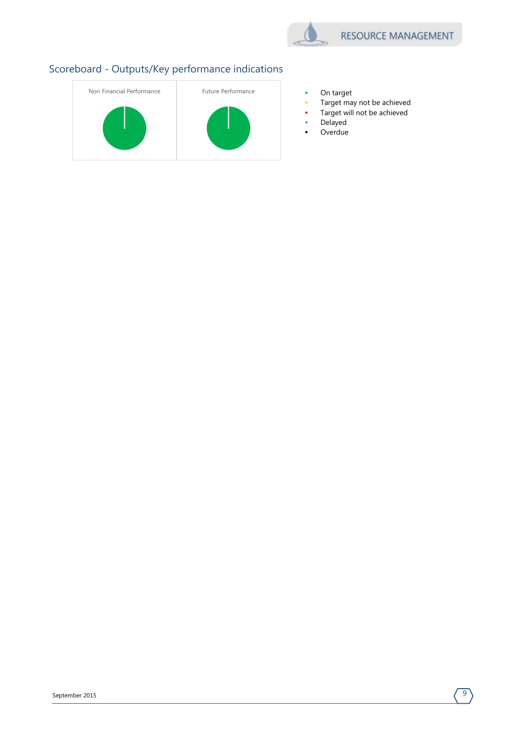## Scoreboard - Outputs/Key performance indications

Non Financial Performance

Future Performance

- On target
- Target may not be achieved
- Target will not be achieved
- Delayed
- Overdue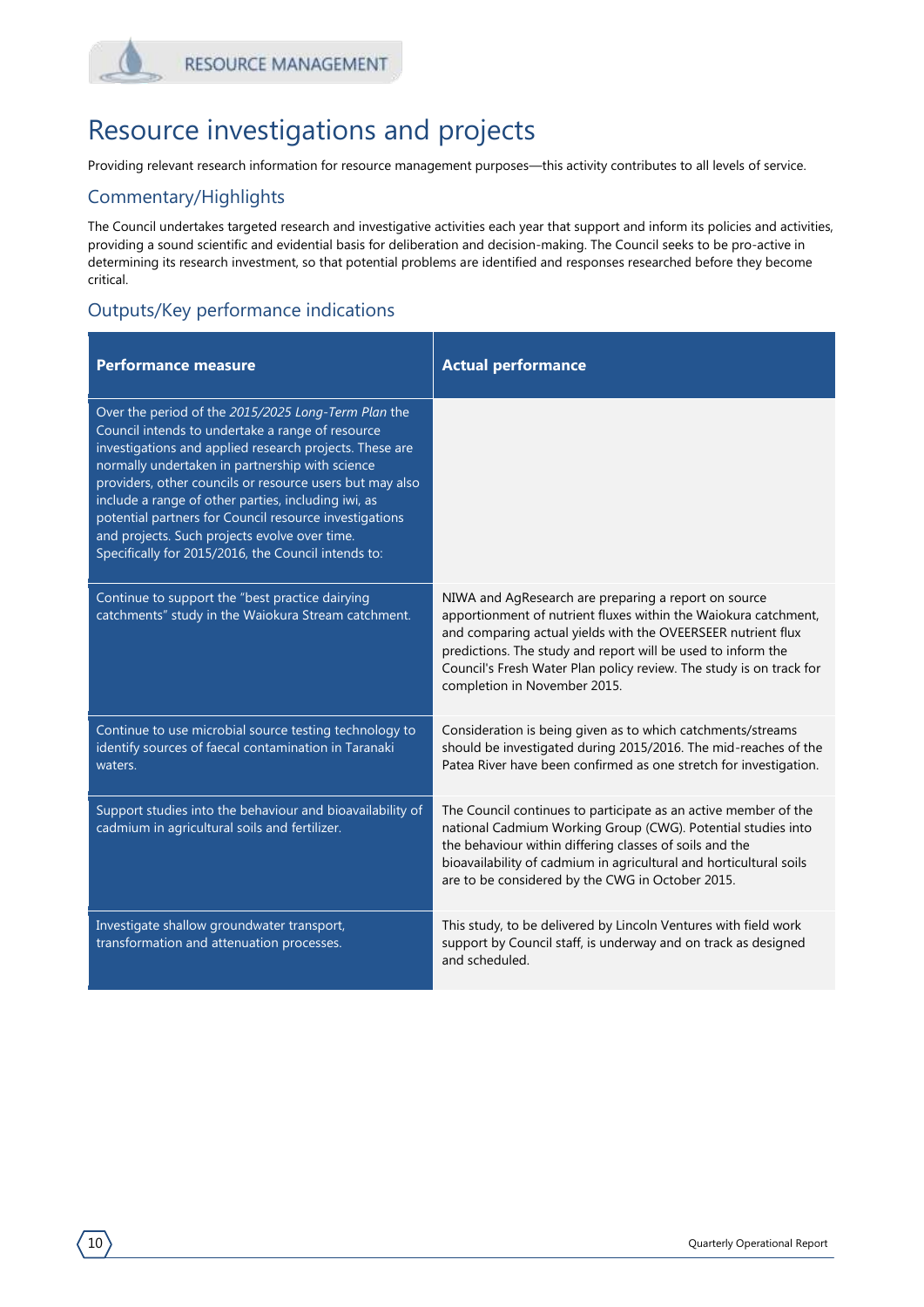# Resource investigations and projects

Providing relevant research information for resource management purposes—this activity contributes to all levels of service.

## Commentary/Highlights

The Council undertakes targeted research and investigative activities each year that support and inform its policies and activities, providing a sound scientific and evidential basis for deliberation and decision-making. The Council seeks to be pro-active in determining its research investment, so that potential problems are identified and responses researched before they become critical.

## Outputs/Key performance indications

| Performance measure | Actual performance |
|---|---|
| Over the period of the *2015/2025 Long-Term Plan* the Council intends to undertake a range of resource investigations and applied research projects. These are normally undertaken in partnership with science providers, other councils or resource users but may also include a range of other parties, including iwi, as potential partners for Council resource investigations and projects. Such projects evolve over time. Specifically for 2015/2016, the Council intends to: | |
| Continue to support the "best practice dairying catchments" study in the Waiokura Stream catchment. | NIWA and AgResearch are preparing a report on source apportionment of nutrient fluxes within the Waiokura catchment, and comparing actual yields with the OVEERSEER nutrient flux predictions. The study and report will be used to inform the Council's Fresh Water Plan policy review. The study is on track for completion in November 2015. |
| Continue to use microbial source testing technology to identify sources of faecal contamination in Taranaki waters. | Consideration is being given as to which catchments/streams should be investigated during 2015/2016. The mid-reaches of the Patea River have been confirmed as one stretch for investigation. |
| Support studies into the behaviour and bioavailability of cadmium in agricultural soils and fertilizer. | The Council continues to participate as an active member of the national Cadmium Working Group (CWG). Potential studies into the behaviour within differing classes of soils and the bioavailability of cadmium in agricultural and horticultural soils are to be considered by the CWG in October 2015. |
| Investigate shallow groundwater transport, transformation and attenuation processes. | This study, to be delivered by Lincoln Ventures with field work support by Council staff, is underway and on track as designed and scheduled. |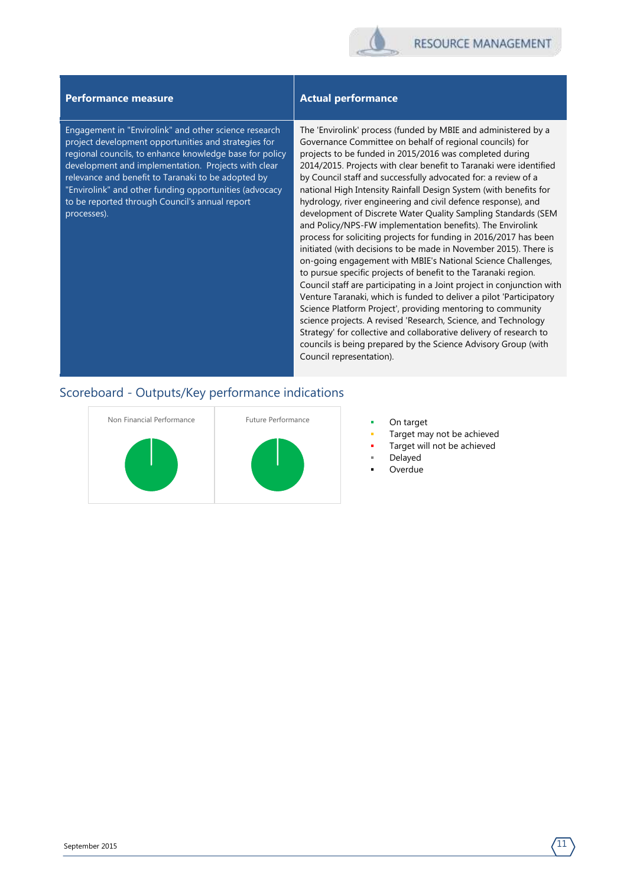| Performance measure | Actual performance |
|---|---|
| Engagement in "Envirolink" and other science research project development opportunities and strategies for regional councils, to enhance knowledge base for policy development and implementation. Projects with clear relevance and benefit to Taranaki to be adopted by "Envirolink" and other funding opportunities (advocacy to be reported through Council's annual report processes). | The 'Envirolink' process (funded by MBIE and administered by a Governance Committee on behalf of regional councils) for projects to be funded in 2015/2016 was completed during 2014/2015. Projects with clear benefit to Taranaki were identified by Council staff and successfully advocated for: a review of a national High Intensity Rainfall Design System (with benefits for hydrology, river engineering and civil defence response), and development of Discrete Water Quality Sampling Standards (SEM and Policy/NPS-FW implementation benefits). The Envirolink process for soliciting projects for funding in 2016/2017 has been initiated (with decisions to be made in November 2015). There is on-going engagement with MBIE's National Science Challenges, to pursue specific projects of benefit to the Taranaki region. Council staff are participating in a Joint project in conjunction with Venture Taranaki, which is funded to deliver a pilot 'Participatory Science Platform Project', providing mentoring to community science projects. A revised 'Research, Science, and Technology Strategy' for collective and collaborative delivery of research to councils is being prepared by the Science Advisory Group (with Council representation). |

## Scoreboard - Outputs/Key performance indications

Non Financial Performance

Future Performance

- On target
- Target may not be achieved
- Target will not be achieved
- Delayed
- Overdue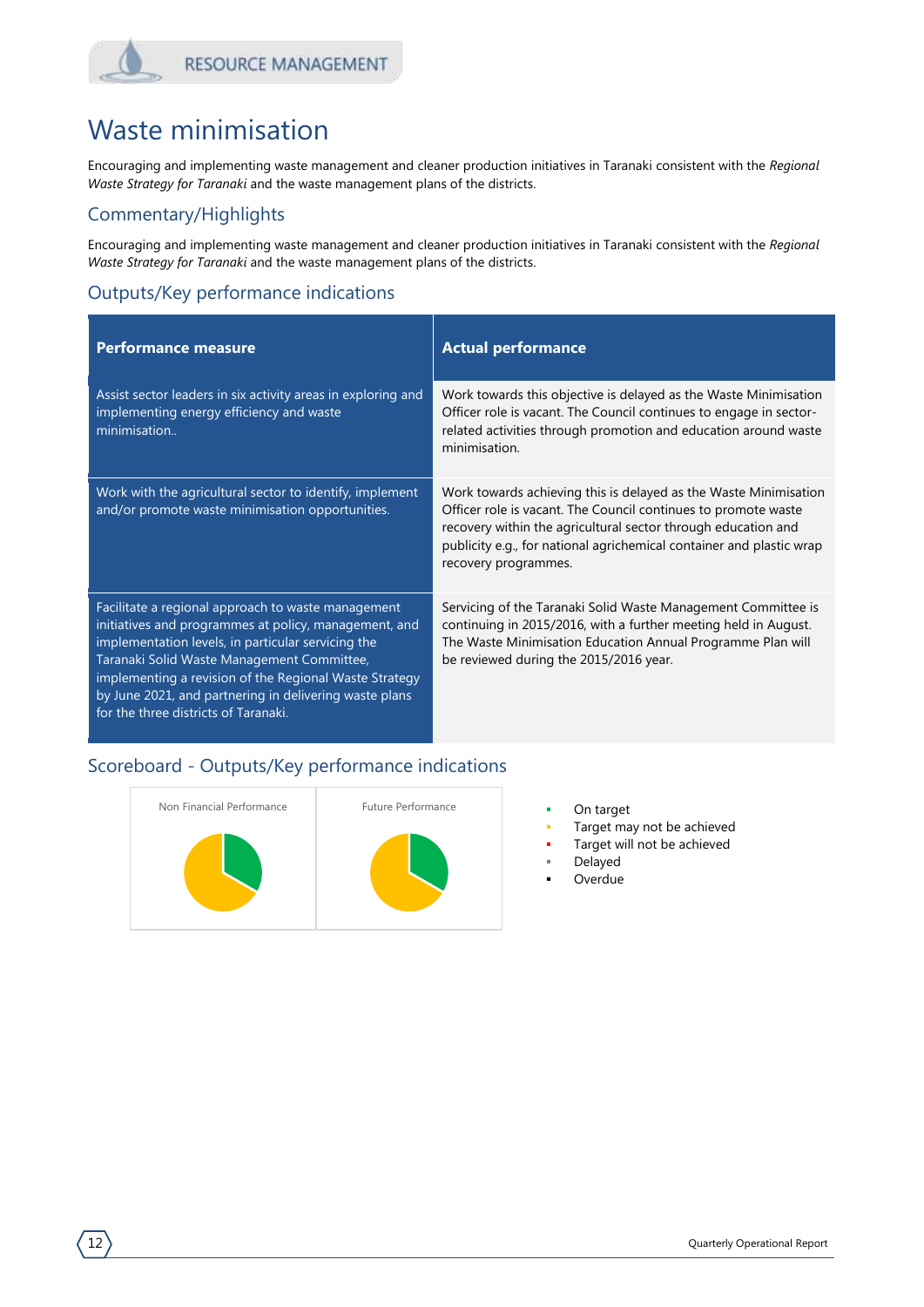# Waste minimisation

Encouraging and implementing waste management and cleaner production initiatives in Taranaki consistent with the *Regional Waste Strategy for Taranaki* and the waste management plans of the districts.

## Commentary/Highlights

Encouraging and implementing waste management and cleaner production initiatives in Taranaki consistent with the *Regional Waste Strategy for Taranaki* and the waste management plans of the districts.

## Outputs/Key performance indications

| Performance measure | Actual performance |
|---|---|
| Assist sector leaders in six activity areas in exploring and implementing energy efficiency and waste minimisation.. | Work towards this objective is delayed as the Waste Minimisation Officer role is vacant. The Council continues to engage in sector-related activities through promotion and education around waste minimisation. |
| Work with the agricultural sector to identify, implement and/or promote waste minimisation opportunities. | Work towards achieving this is delayed as the Waste Minimisation Officer role is vacant. The Council continues to promote waste recovery within the agricultural sector through education and publicity e.g., for national agrichemical container and plastic wrap recovery programmes. |
| Facilitate a regional approach to waste management initiatives and programmes at policy, management, and implementation levels, in particular servicing the Taranaki Solid Waste Management Committee, implementing a revision of the Regional Waste Strategy by June 2021, and partnering in delivering waste plans for the three districts of Taranaki. | Servicing of the Taranaki Solid Waste Management Committee is continuing in 2015/2016, with a further meeting held in August. The Waste Minimisation Education Annual Programme Plan will be reviewed during the 2015/2016 year. |

## Scoreboard - Outputs/Key performance indications

Non Financial Performance

Future Performance

- On target
- Target may not be achieved
- Target will not be achieved
- Delayed
- Overdue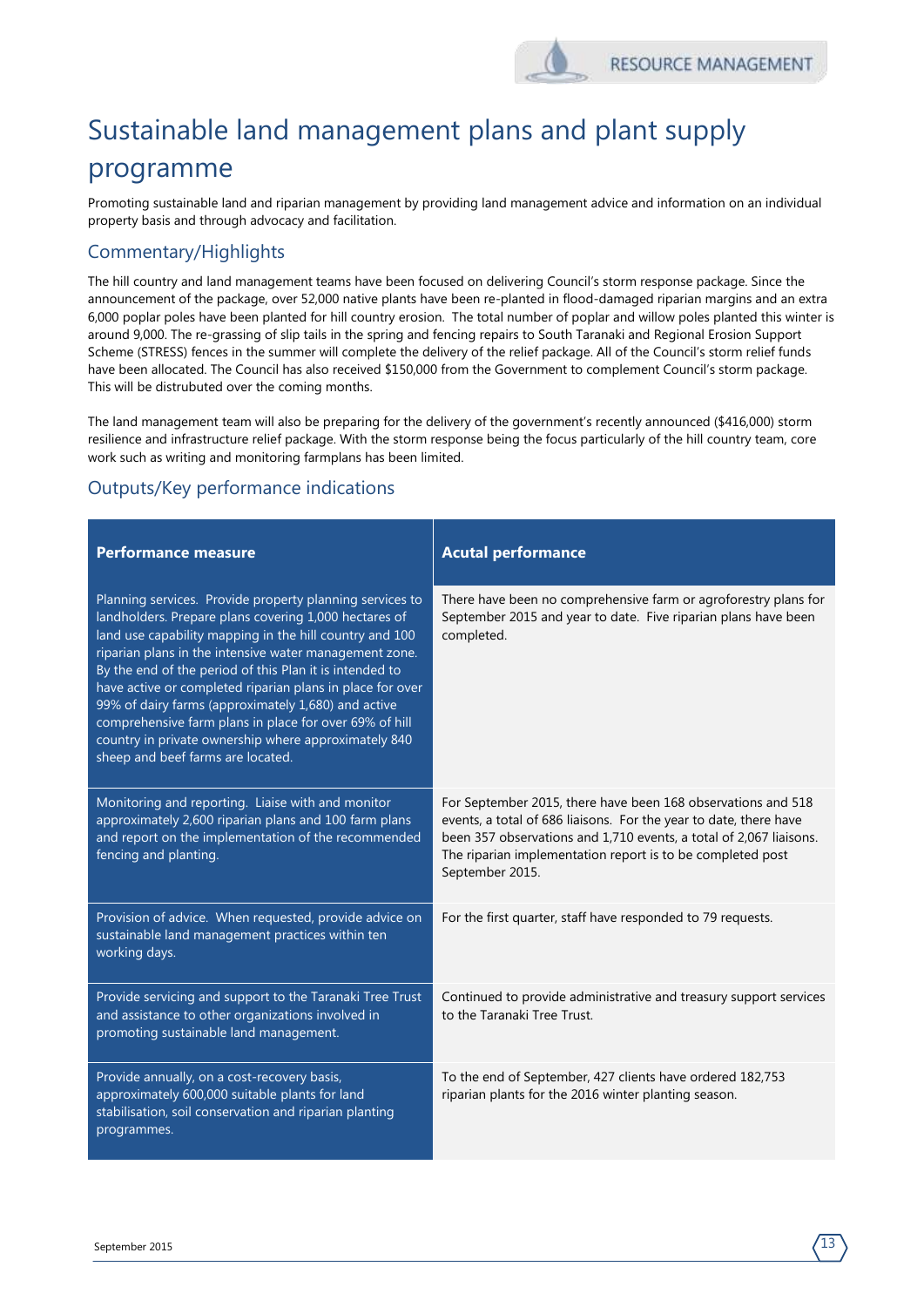# Sustainable land management plans and plant supply programme

Promoting sustainable land and riparian management by providing land management advice and information on an individual property basis and through advocacy and facilitation.

## Commentary/Highlights

The hill country and land management teams have been focused on delivering Council's storm response package. Since the announcement of the package, over 52,000 native plants have been re-planted in flood-damaged riparian margins and an extra 6,000 poplar poles have been planted for hill country erosion. The total number of poplar and willow poles planted this winter is around 9,000. The re-grassing of slip tails in the spring and fencing repairs to South Taranaki and Regional Erosion Support Scheme (STRESS) fences in the summer will complete the delivery of the relief package. All of the Council's storm relief funds have been allocated. The Council has also received $150,000 from the Government to complement Council's storm package. This will be distrubuted over the coming months.

The land management team will also be preparing for the delivery of the government's recently announced ($416,000) storm resilience and infrastructure relief package. With the storm response being the focus particularly of the hill country team, core work such as writing and monitoring farmplans has been limited.

## Outputs/Key performance indications

| Performance measure | Acutal performance |
|---|---|
| Planning services. Provide property planning services to landholders. Prepare plans covering 1,000 hectares of land use capability mapping in the hill country and 100 riparian plans in the intensive water management zone. By the end of the period of this Plan it is intended to have active or completed riparian plans in place for over 99% of dairy farms (approximately 1,680) and active comprehensive farm plans in place for over 69% of hill country in private ownership where approximately 840 sheep and beef farms are located. | There have been no comprehensive farm or agroforestry plans for September 2015 and year to date. Five riparian plans have been completed. |
| Monitoring and reporting. Liaise with and monitor approximately 2,600 riparian plans and 100 farm plans and report on the implementation of the recommended fencing and planting. | For September 2015, there have been 168 observations and 518 events, a total of 686 liaisons. For the year to date, there have been 357 observations and 1,710 events, a total of 2,067 liaisons. The riparian implementation report is to be completed post September 2015. |
| Provision of advice. When requested, provide advice on sustainable land management practices within ten working days. | For the first quarter, staff have responded to 79 requests. |
| Provide servicing and support to the Taranaki Tree Trust and assistance to other organizations involved in promoting sustainable land management. | Continued to provide administrative and treasury support services to the Taranaki Tree Trust. |
| Provide annually, on a cost-recovery basis, approximately 600,000 suitable plants for land stabilisation, soil conservation and riparian planting programmes. | To the end of September, 427 clients have ordered 182,753 riparian plants for the 2016 winter planting season. |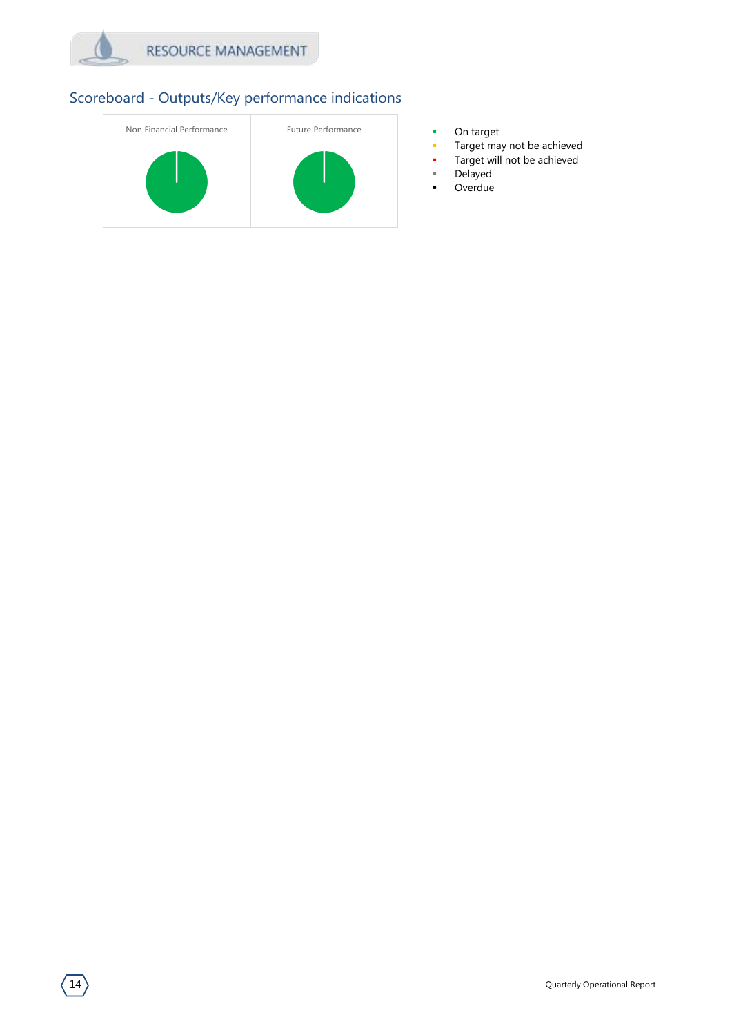RESOURCE MANAGEMENT

## Scoreboard - Outputs/Key performance indications

Non Financial Performance

Future Performance

- On target
- Target may not be achieved
- Target will not be achieved
- Delayed
- Overdue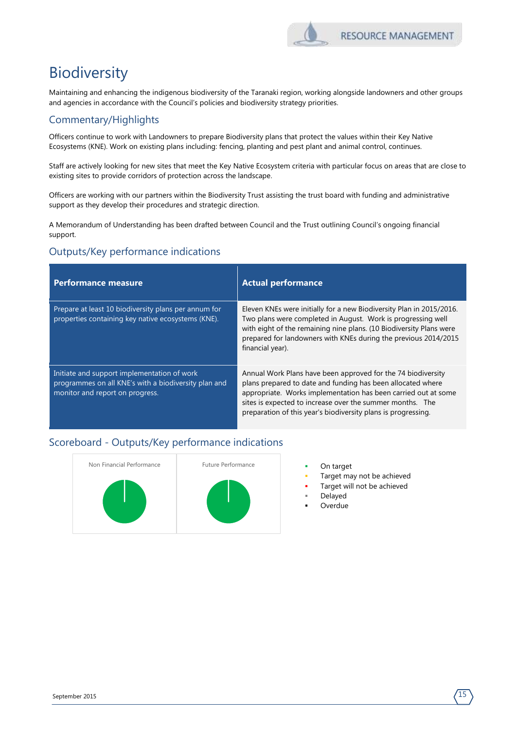# Biodiversity

Maintaining and enhancing the indigenous biodiversity of the Taranaki region, working alongside landowners and other groups and agencies in accordance with the Council's policies and biodiversity strategy priorities.

## Commentary/Highlights

Officers continue to work with Landowners to prepare Biodiversity plans that protect the values within their Key Native Ecosystems (KNE). Work on existing plans including: fencing, planting and pest plant and animal control, continues.

Staff are actively looking for new sites that meet the Key Native Ecosystem criteria with particular focus on areas that are close to existing sites to provide corridors of protection across the landscape.

Officers are working with our partners within the Biodiversity Trust assisting the trust board with funding and administrative support as they develop their procedures and strategic direction.

A Memorandum of Understanding has been drafted between Council and the Trust outlining Council's ongoing financial support.

## Outputs/Key performance indications

| Performance measure | Actual performance |
|---|---|
| Prepare at least 10 biodiversity plans per annum for properties containing key native ecosystems (KNE). | Eleven KNEs were initially for a new Biodiversity Plan in 2015/2016. Two plans were completed in August. Work is progressing well with eight of the remaining nine plans. (10 Biodiversity Plans were prepared for landowners with KNEs during the previous 2014/2015 financial year). |
| Initiate and support implementation of work programmes on all KNE's with a biodiversity plan and monitor and report on progress. | Annual Work Plans have been approved for the 74 biodiversity plans prepared to date and funding has been allocated where appropriate. Works implementation has been carried out at some sites is expected to increase over the summer months. The preparation of this year's biodiversity plans is progressing. |

## Scoreboard - Outputs/Key performance indications

Non Financial Performance

Future Performance

- On target
- Target may not be achieved
- Target will not be achieved
- Delayed
- Overdue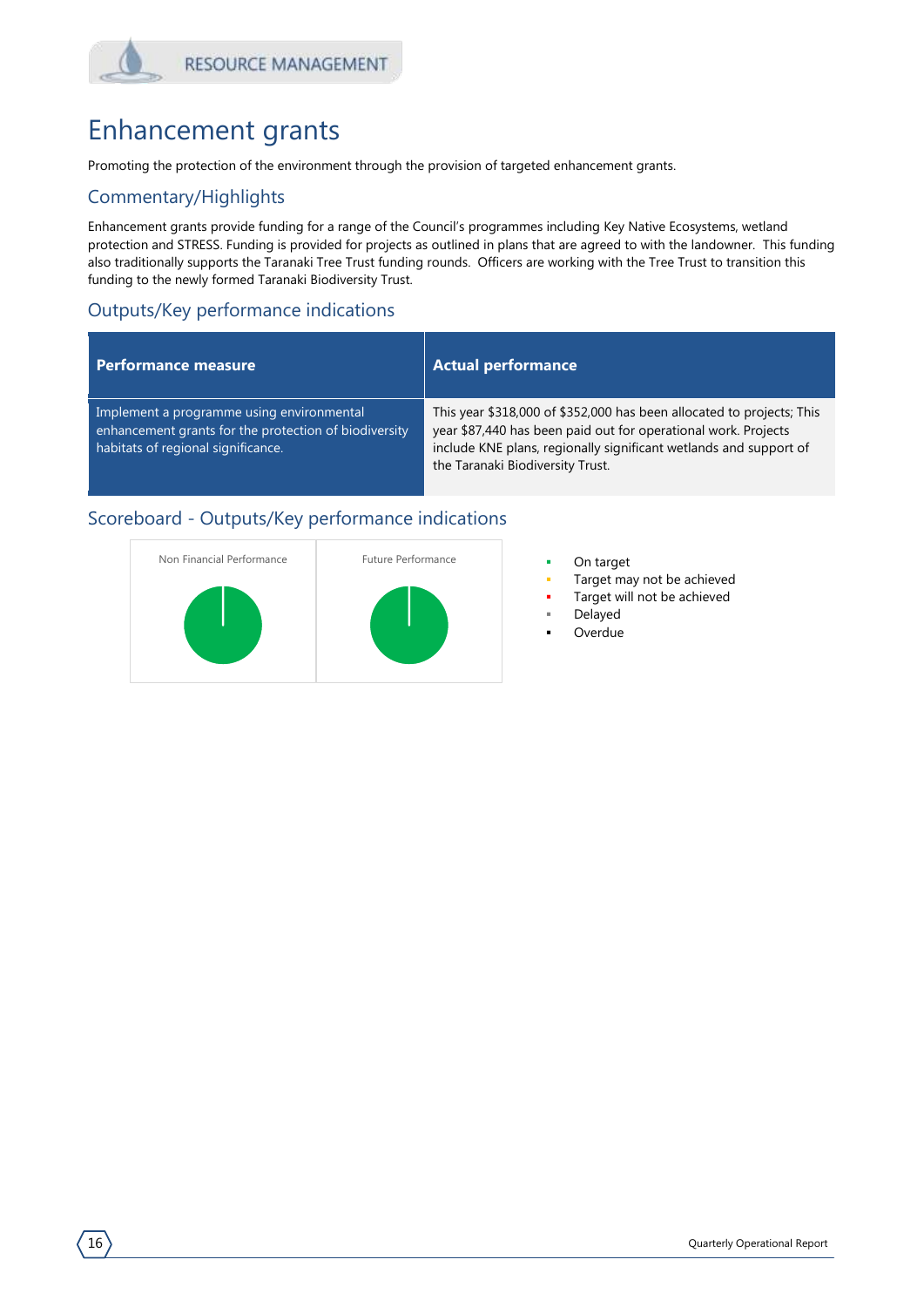# Enhancement grants

Promoting the protection of the environment through the provision of targeted enhancement grants.

## Commentary/Highlights

Enhancement grants provide funding for a range of the Council's programmes including Key Native Ecosystems, wetland protection and STRESS. Funding is provided for projects as outlined in plans that are agreed to with the landowner. This funding also traditionally supports the Taranaki Tree Trust funding rounds. Officers are working with the Tree Trust to transition this funding to the newly formed Taranaki Biodiversity Trust.

## Outputs/Key performance indications

| Performance measure | Actual performance |
| --- | --- |
| Implement a programme using environmental enhancement grants for the protection of biodiversity habitats of regional significance. | This year $318,000 of $352,000 has been allocated to projects; This year $87,440 has been paid out for operational work. Projects include KNE plans, regionally significant wetlands and support of the Taranaki Biodiversity Trust. |

## Scoreboard - Outputs/Key performance indications

Non Financial Performance

Future Performance

- On target
- Target may not be achieved
- Target will not be achieved
- Delayed
- Overdue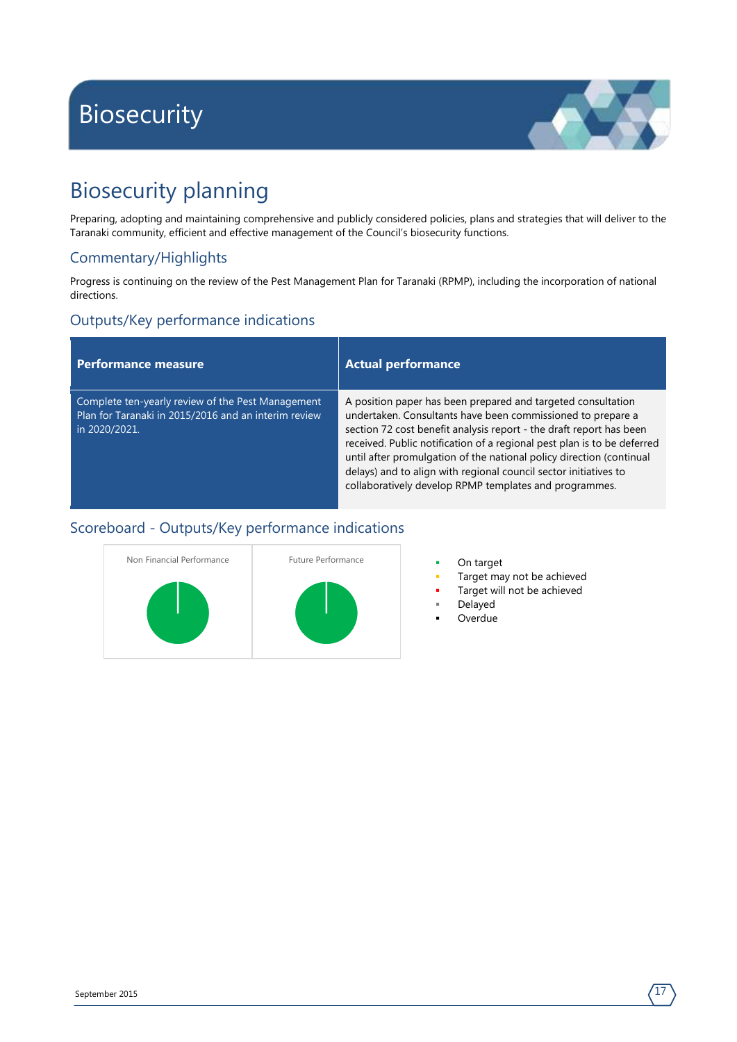# Biosecurity

## Biosecurity planning

Preparing, adopting and maintaining comprehensive and publicly considered policies, plans and strategies that will deliver to the Taranaki community, efficient and effective management of the Council's biosecurity functions.

### Commentary/Highlights

Progress is continuing on the review of the Pest Management Plan for Taranaki (RPMP), including the incorporation of national directions.

### Outputs/Key performance indications

| Performance measure | Actual performance |
| --- | --- |
| Complete ten-yearly review of the Pest Management Plan for Taranaki in 2015/2016 and an interim review in 2020/2021. | A position paper has been prepared and targeted consultation undertaken. Consultants have been commissioned to prepare a section 72 cost benefit analysis report - the draft report has been received. Public notification of a regional pest plan is to be deferred until after promulgation of the national policy direction (continual delays) and to align with regional council sector initiatives to collaboratively develop RPMP templates and programmes. |

### Scoreboard - Outputs/Key performance indications

Non Financial Performance

Future Performance

- On target
- Target may not be achieved
- Target will not be achieved
- Delayed
- Overdue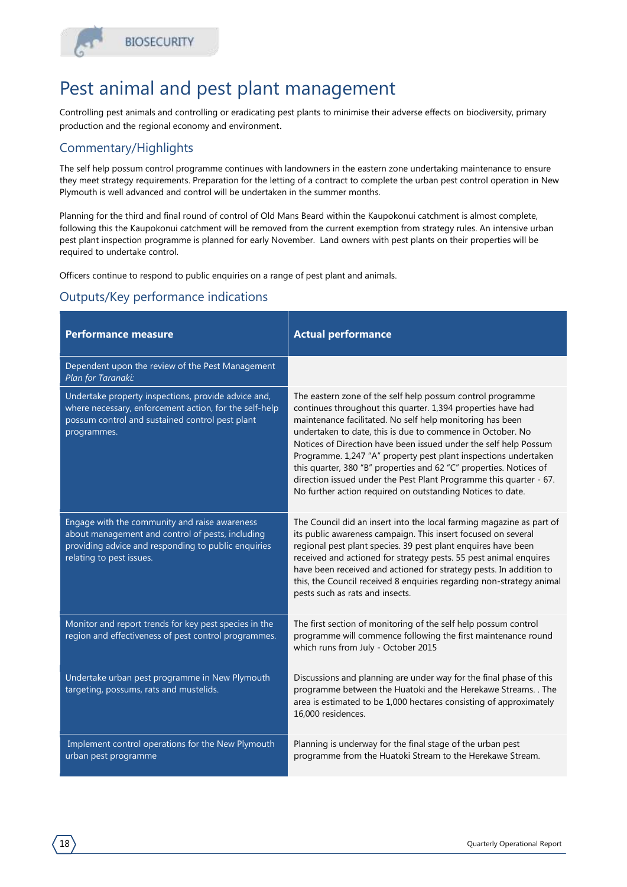BIOSECURITY

# Pest animal and pest plant management

Controlling pest animals and controlling or eradicating pest plants to minimise their adverse effects on biodiversity, primary production and the regional economy and environment.

## Commentary/Highlights

The self help possum control programme continues with landowners in the eastern zone undertaking maintenance to ensure they meet strategy requirements. Preparation for the letting of a contract to complete the urban pest control operation in New Plymouth is well advanced and control will be undertaken in the summer months.

Planning for the third and final round of control of Old Mans Beard within the Kaupokonui catchment is almost complete, following this the Kaupokonui catchment will be removed from the current exemption from strategy rules. An intensive urban pest plant inspection programme is planned for early November. Land owners with pest plants on their properties will be required to undertake control.

Officers continue to respond to public enquiries on a range of pest plant and animals.

## Outputs/Key performance indications

| Performance measure | Actual performance |
|---|---|
| Dependent upon the review of the Pest Management *Plan for Taranaki:* | |
| Undertake property inspections, provide advice and, where necessary, enforcement action, for the self-help possum control and sustained control pest plant programmes. | The eastern zone of the self help possum control programme continues throughout this quarter. 1,394 properties have had maintenance facilitated. No self help monitoring has been undertaken to date, this is due to commence in October. No Notices of Direction have been issued under the self help Possum Programme. 1,247 "A" property pest plant inspections undertaken this quarter, 380 "B" properties and 62 "C" properties. Notices of direction issued under the Pest Plant Programme this quarter - 67. No further action required on outstanding Notices to date. |
| Engage with the community and raise awareness about management and control of pests, including providing advice and responding to public enquiries relating to pest issues. | The Council did an insert into the local farming magazine as part of its public awareness campaign. This insert focused on several regional pest plant species. 39 pest plant enquires have been received and actioned for strategy pests. 55 pest animal enquires have been received and actioned for strategy pests. In addition to this, the Council received 8 enquiries regarding non-strategy animal pests such as rats and insects. |
| Monitor and report trends for key pest species in the region and effectiveness of pest control programmes. | The first section of monitoring of the self help possum control programme will commence following the first maintenance round which runs from July - October 2015 |
| Undertake urban pest programme in New Plymouth targeting, possums, rats and mustelids. | Discussions and planning are under way for the final phase of this programme between the Huatoki and the Herekawe Streams. . The area is estimated to be 1,000 hectares consisting of approximately 16,000 residences. |
| Implement control operations for the New Plymouth urban pest programme | Planning is underway for the final stage of the urban pest programme from the Huatoki Stream to the Herekawe Stream. |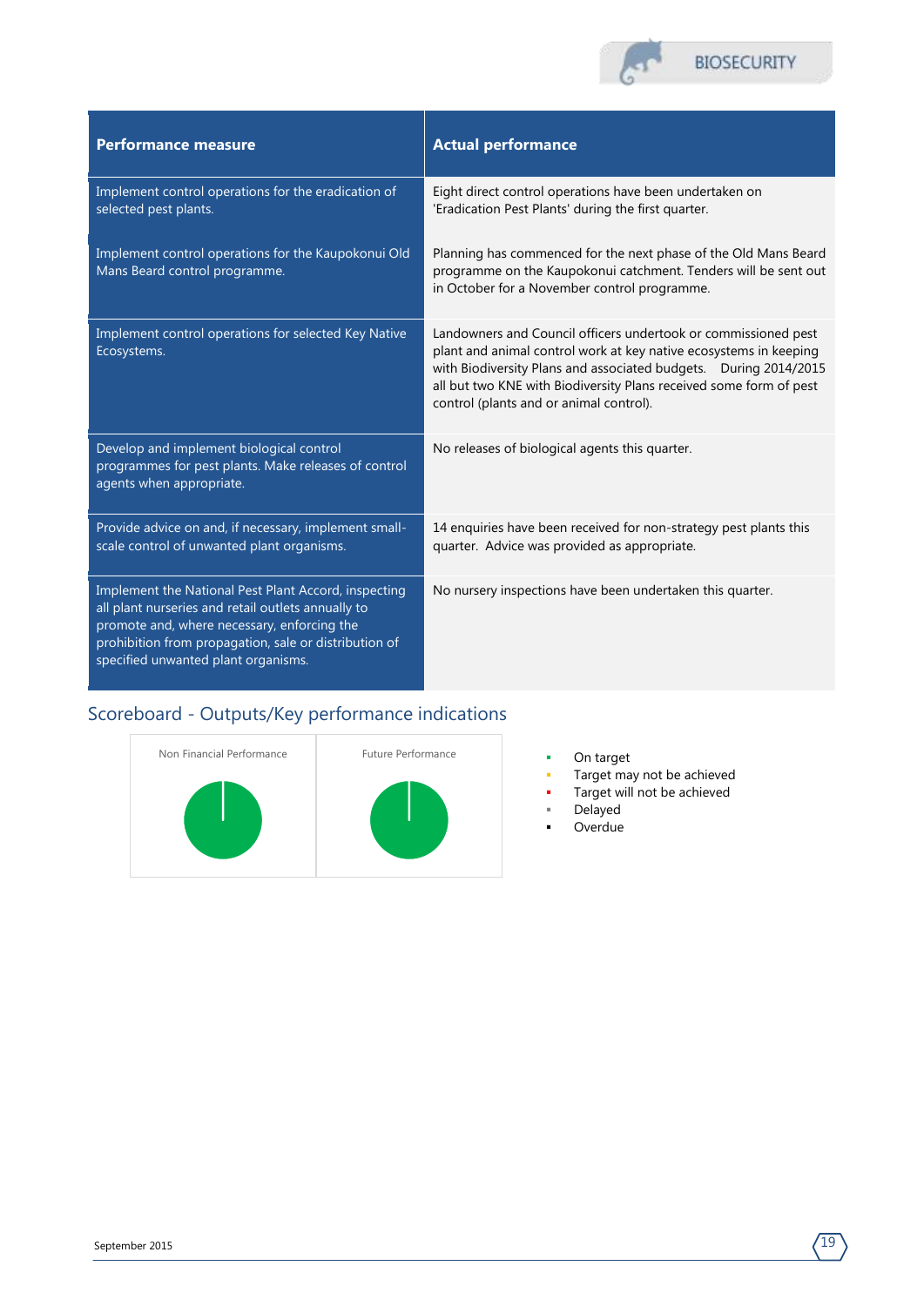| Performance measure | Actual performance |
|---|---|
| Implement control operations for the eradication of selected pest plants. | Eight direct control operations have been undertaken on 'Eradication Pest Plants' during the first quarter. |
| Implement control operations for the Kaupokonui Old Mans Beard control programme. | Planning has commenced for the next phase of the Old Mans Beard programme on the Kaupokonui catchment. Tenders will be sent out in October for a November control programme. |
| Implement control operations for selected Key Native Ecosystems. | Landowners and Council officers undertook or commissioned pest plant and animal control work at key native ecosystems in keeping with Biodiversity Plans and associated budgets. During 2014/2015 all but two KNE with Biodiversity Plans received some form of pest control (plants and or animal control). |
| Develop and implement biological control programmes for pest plants. Make releases of control agents when appropriate. | No releases of biological agents this quarter. |
| Provide advice on and, if necessary, implement small-scale control of unwanted plant organisms. | 14 enquiries have been received for non-strategy pest plants this quarter. Advice was provided as appropriate. |
| Implement the National Pest Plant Accord, inspecting all plant nurseries and retail outlets annually to promote and, where necessary, enforcing the prohibition from propagation, sale or distribution of specified unwanted plant organisms. | No nursery inspections have been undertaken this quarter. |

## Scoreboard - Outputs/Key performance indications

Non Financial Performance

Future Performance

- On target
- Target may not be achieved
- Target will not be achieved
- Delayed
- Overdue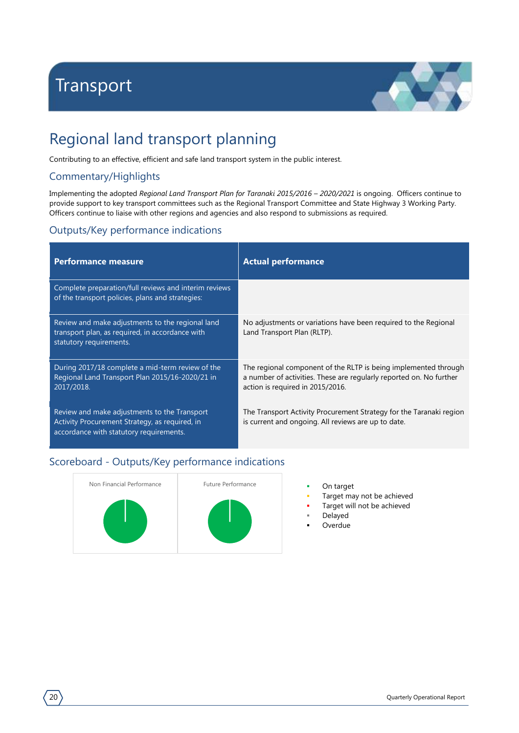# Transport

## Regional land transport planning

Contributing to an effective, efficient and safe land transport system in the public interest.

### Commentary/Highlights

Implementing the adopted *Regional Land Transport Plan for Taranaki 2015/2016 – 2020/2021* is ongoing. Officers continue to provide support to key transport committees such as the Regional Transport Committee and State Highway 3 Working Party. Officers continue to liaise with other regions and agencies and also respond to submissions as required.

### Outputs/Key performance indications

| Performance measure | Actual performance |
|---|---|
| Complete preparation/full reviews and interim reviews of the transport policies, plans and strategies: | |
| Review and make adjustments to the regional land transport plan, as required, in accordance with statutory requirements. | No adjustments or variations have been required to the Regional Land Transport Plan (RLTP). |
| During 2017/18 complete a mid-term review of the Regional Land Transport Plan 2015/16-2020/21 in 2017/2018. | The regional component of the RLTP is being implemented through a number of activities. These are regularly reported on. No further action is required in 2015/2016. |
| Review and make adjustments to the Transport Activity Procurement Strategy, as required, in accordance with statutory requirements. | The Transport Activity Procurement Strategy for the Taranaki region is current and ongoing. All reviews are up to date. |

### Scoreboard - Outputs/Key performance indications

Non Financial Performance

Future Performance

- On target
- Target may not be achieved
- Target will not be achieved
- Delayed
- Overdue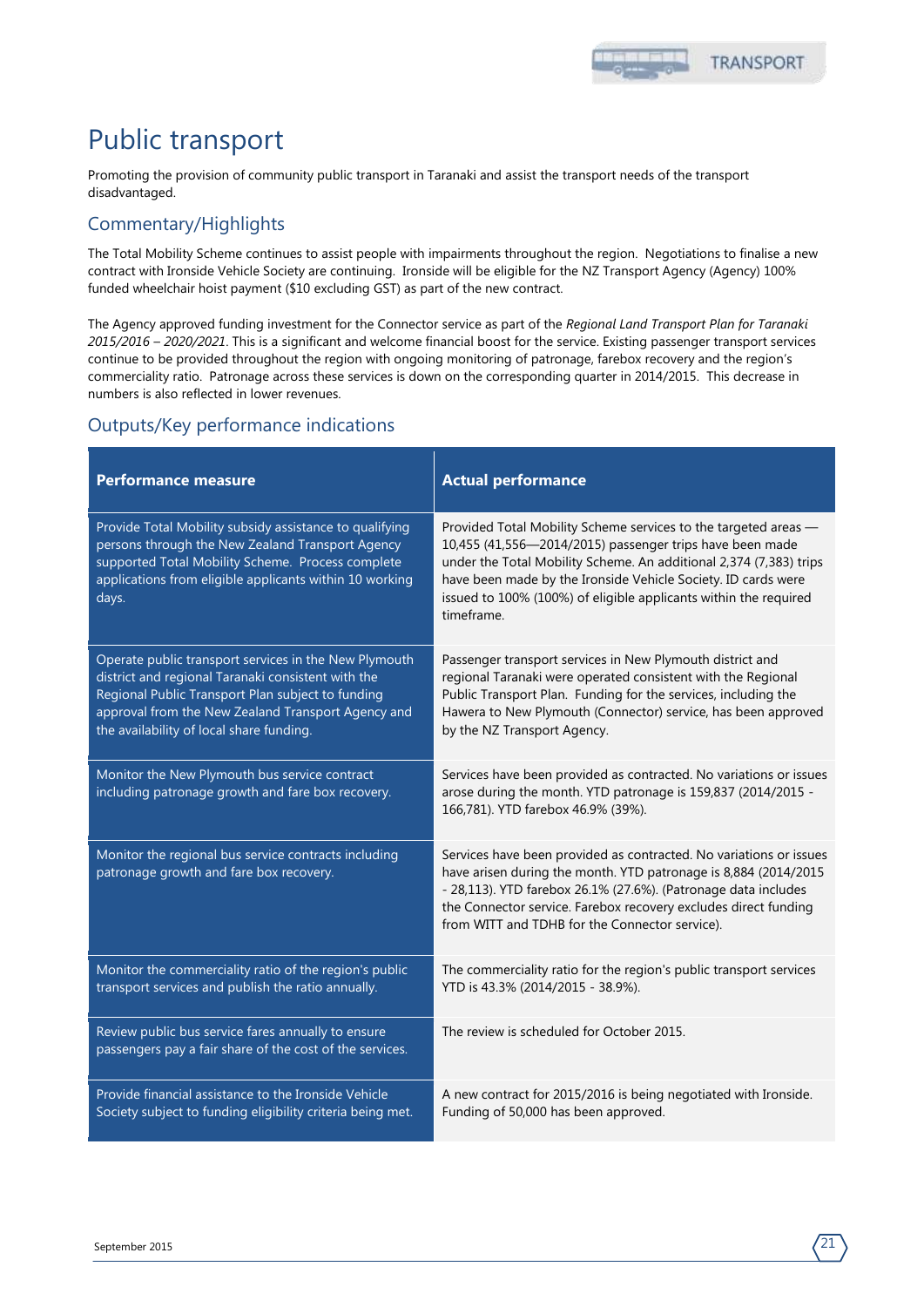# Public transport

Promoting the provision of community public transport in Taranaki and assist the transport needs of the transport disadvantaged.

## Commentary/Highlights

The Total Mobility Scheme continues to assist people with impairments throughout the region. Negotiations to finalise a new contract with Ironside Vehicle Society are continuing. Ironside will be eligible for the NZ Transport Agency (Agency) 100% funded wheelchair hoist payment ($10 excluding GST) as part of the new contract.

The Agency approved funding investment for the Connector service as part of the *Regional Land Transport Plan for Taranaki 2015/2016 – 2020/2021*. This is a significant and welcome financial boost for the service. Existing passenger transport services continue to be provided throughout the region with ongoing monitoring of patronage, farebox recovery and the region's commerciality ratio. Patronage across these services is down on the corresponding quarter in 2014/2015. This decrease in numbers is also reflected in lower revenues.

## Outputs/Key performance indications

| Performance measure | Actual performance |
|---|---|
| Provide Total Mobility subsidy assistance to qualifying persons through the New Zealand Transport Agency supported Total Mobility Scheme. Process complete applications from eligible applicants within 10 working days. | Provided Total Mobility Scheme services to the targeted areas — 10,455 (41,556—2014/2015) passenger trips have been made under the Total Mobility Scheme. An additional 2,374 (7,383) trips have been made by the Ironside Vehicle Society. ID cards were issued to 100% (100%) of eligible applicants within the required timeframe. |
| Operate public transport services in the New Plymouth district and regional Taranaki consistent with the Regional Public Transport Plan subject to funding approval from the New Zealand Transport Agency and the availability of local share funding. | Passenger transport services in New Plymouth district and regional Taranaki were operated consistent with the Regional Public Transport Plan. Funding for the services, including the Hawera to New Plymouth (Connector) service, has been approved by the NZ Transport Agency. |
| Monitor the New Plymouth bus service contract including patronage growth and fare box recovery. | Services have been provided as contracted. No variations or issues arose during the month. YTD patronage is 159,837 (2014/2015 - 166,781). YTD farebox 46.9% (39%). |
| Monitor the regional bus service contracts including patronage growth and fare box recovery. | Services have been provided as contracted. No variations or issues have arisen during the month. YTD patronage is 8,884 (2014/2015 - 28,113). YTD farebox 26.1% (27.6%). (Patronage data includes the Connector service. Farebox recovery excludes direct funding from WITT and TDHB for the Connector service). |
| Monitor the commerciality ratio of the region's public transport services and publish the ratio annually. | The commerciality ratio for the region's public transport services YTD is 43.3% (2014/2015 - 38.9%). |
| Review public bus service fares annually to ensure passengers pay a fair share of the cost of the services. | The review is scheduled for October 2015. |
| Provide financial assistance to the Ironside Vehicle Society subject to funding eligibility criteria being met. | A new contract for 2015/2016 is being negotiated with Ironside. Funding of 50,000 has been approved. |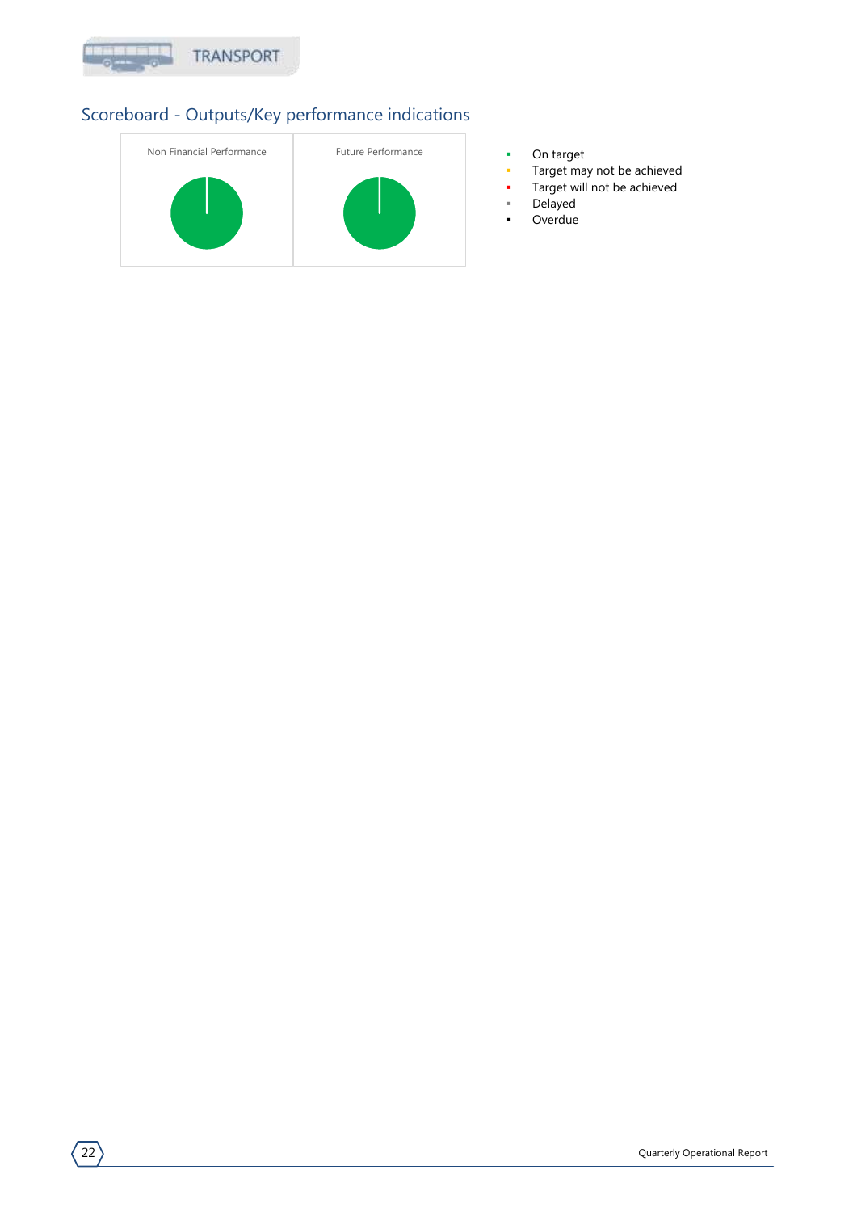TRANSPORT

## Scoreboard - Outputs/Key performance indications

| Non Financial Performance | Future Performance |
| --- | --- |

- On target
- Target may not be achieved
- Target will not be achieved
- Delayed
- Overdue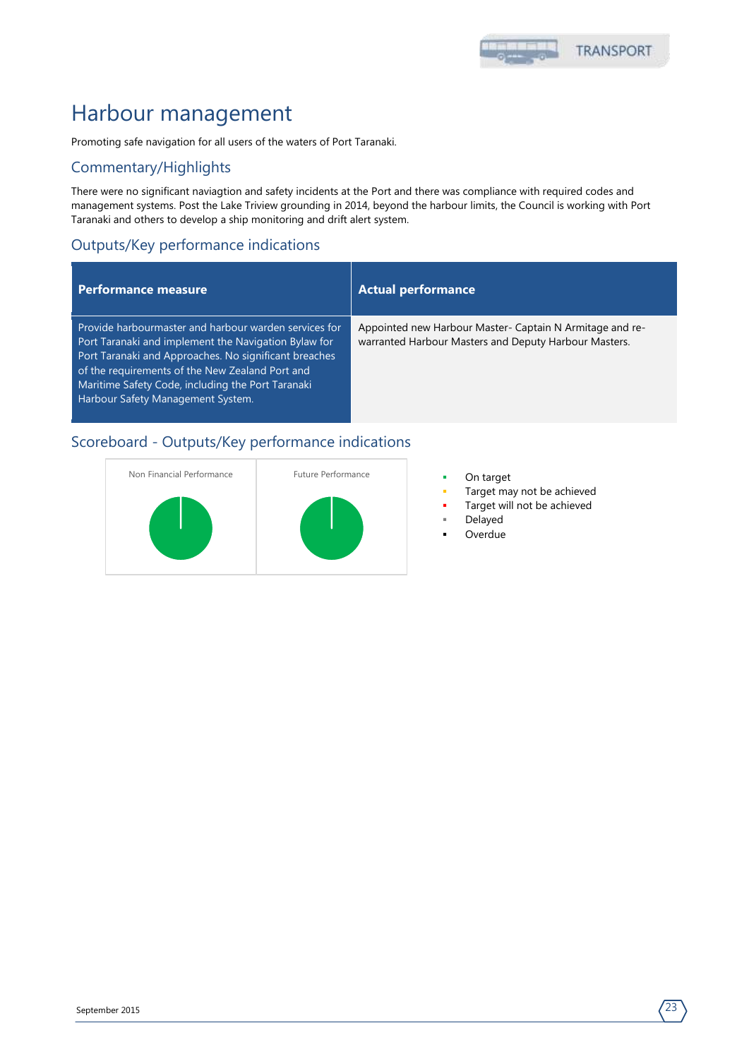# Harbour management

Promoting safe navigation for all users of the waters of Port Taranaki.

## Commentary/Highlights

There were no significant naviagtion and safety incidents at the Port and there was compliance with required codes and management systems. Post the Lake Triview grounding in 2014, beyond the harbour limits, the Council is working with Port Taranaki and others to develop a ship monitoring and drift alert system.

## Outputs/Key performance indications

| Performance measure | Actual performance |
|---|---|
| Provide harbourmaster and harbour warden services for Port Taranaki and implement the Navigation Bylaw for Port Taranaki and Approaches. No significant breaches of the requirements of the New Zealand Port and Maritime Safety Code, including the Port Taranaki Harbour Safety Management System. | Appointed new Harbour Master- Captain N Armitage and re-warranted Harbour Masters and Deputy Harbour Masters. |

## Scoreboard - Outputs/Key performance indications

Non Financial Performance

Future Performance

- On target
- Target may not be achieved
- Target will not be achieved
- Delayed
- Overdue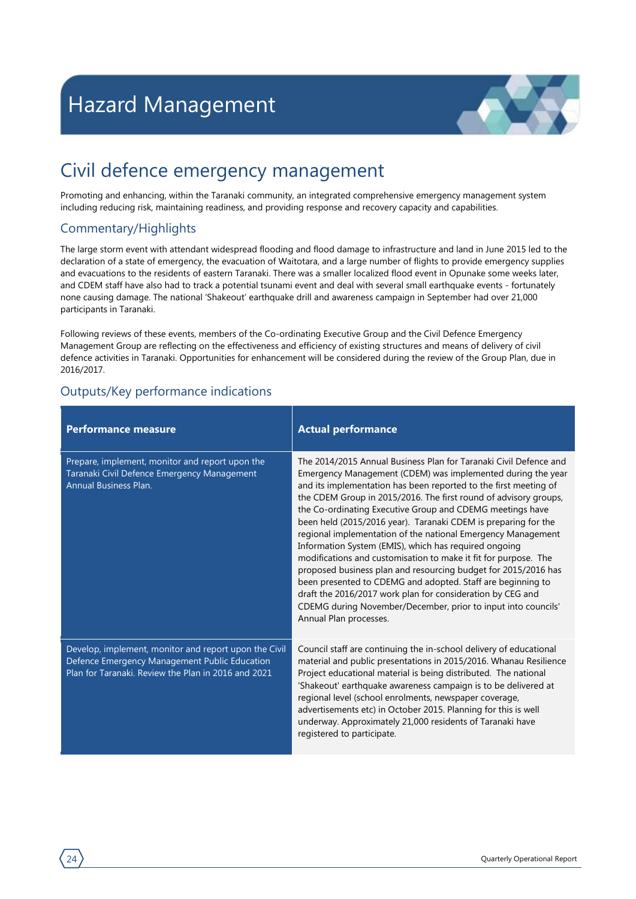# Hazard Management

## Civil defence emergency management

Promoting and enhancing, within the Taranaki community, an integrated comprehensive emergency management system including reducing risk, maintaining readiness, and providing response and recovery capacity and capabilities.

### Commentary/Highlights

The large storm event with attendant widespread flooding and flood damage to infrastructure and land in June 2015 led to the declaration of a state of emergency, the evacuation of Waitotara, and a large number of flights to provide emergency supplies and evacuations to the residents of eastern Taranaki. There was a smaller localized flood event in Opunake some weeks later, and CDEM staff have also had to track a potential tsunami event and deal with several small earthquake events - fortunately none causing damage. The national 'Shakeout' earthquake drill and awareness campaign in September had over 21,000 participants in Taranaki.

Following reviews of these events, members of the Co-ordinating Executive Group and the Civil Defence Emergency Management Group are reflecting on the effectiveness and efficiency of existing structures and means of delivery of civil defence activities in Taranaki. Opportunities for enhancement will be considered during the review of the Group Plan, due in 2016/2017.

### Outputs/Key performance indications

| Performance measure | Actual performance |
|---|---|
| Prepare, implement, monitor and report upon the Taranaki Civil Defence Emergency Management Annual Business Plan. | The 2014/2015 Annual Business Plan for Taranaki Civil Defence and Emergency Management (CDEM) was implemented during the year and its implementation has been reported to the first meeting of the CDEM Group in 2015/2016. The first round of advisory groups, the Co-ordinating Executive Group and CDEMG meetings have been held (2015/2016 year). Taranaki CDEM is preparing for the regional implementation of the national Emergency Management Information System (EMIS), which has required ongoing modifications and customisation to make it fit for purpose. The proposed business plan and resourcing budget for 2015/2016 has been presented to CDEMG and adopted. Staff are beginning to draft the 2016/2017 work plan for consideration by CEG and CDEMG during November/December, prior to input into councils' Annual Plan processes. |
| Develop, implement, monitor and report upon the Civil Defence Emergency Management Public Education Plan for Taranaki. Review the Plan in 2016 and 2021 | Council staff are continuing the in-school delivery of educational material and public presentations in 2015/2016. Whanau Resilience Project educational material is being distributed. The national 'Shakeout' earthquake awareness campaign is to be delivered at regional level (school enrolments, newspaper coverage, advertisements etc) in October 2015. Planning for this is well underway. Approximately 21,000 residents of Taranaki have registered to participate. |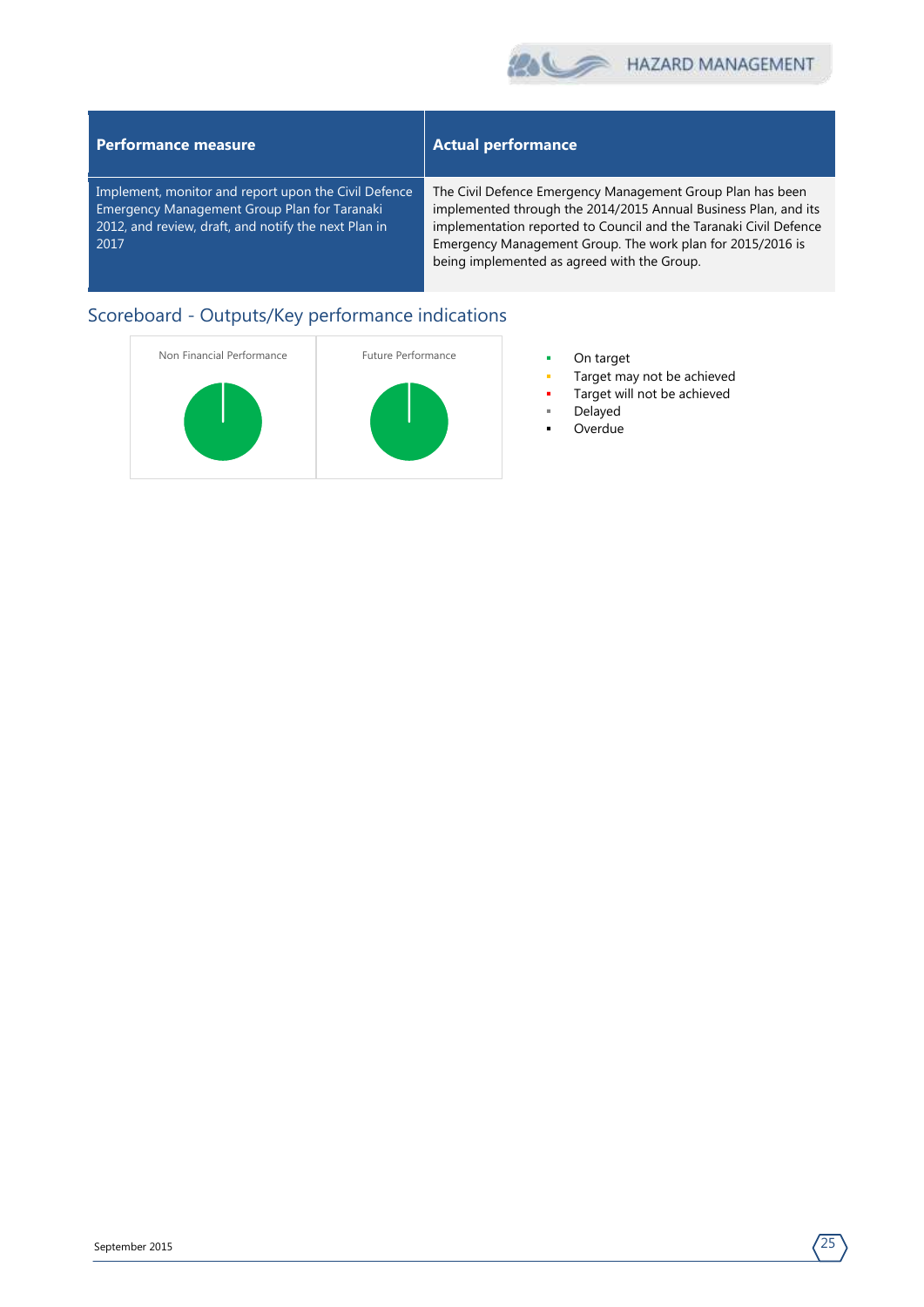| Performance measure | Actual performance |
|---|---|
| Implement, monitor and report upon the Civil Defence Emergency Management Group Plan for Taranaki 2012, and review, draft, and notify the next Plan in 2017 | The Civil Defence Emergency Management Group Plan has been implemented through the 2014/2015 Annual Business Plan, and its implementation reported to Council and the Taranaki Civil Defence Emergency Management Group. The work plan for 2015/2016 is being implemented as agreed with the Group. |

## Scoreboard - Outputs/Key performance indications

Non Financial Performance

Future Performance

- On target
- Target may not be achieved
- Target will not be achieved
- Delayed
- Overdue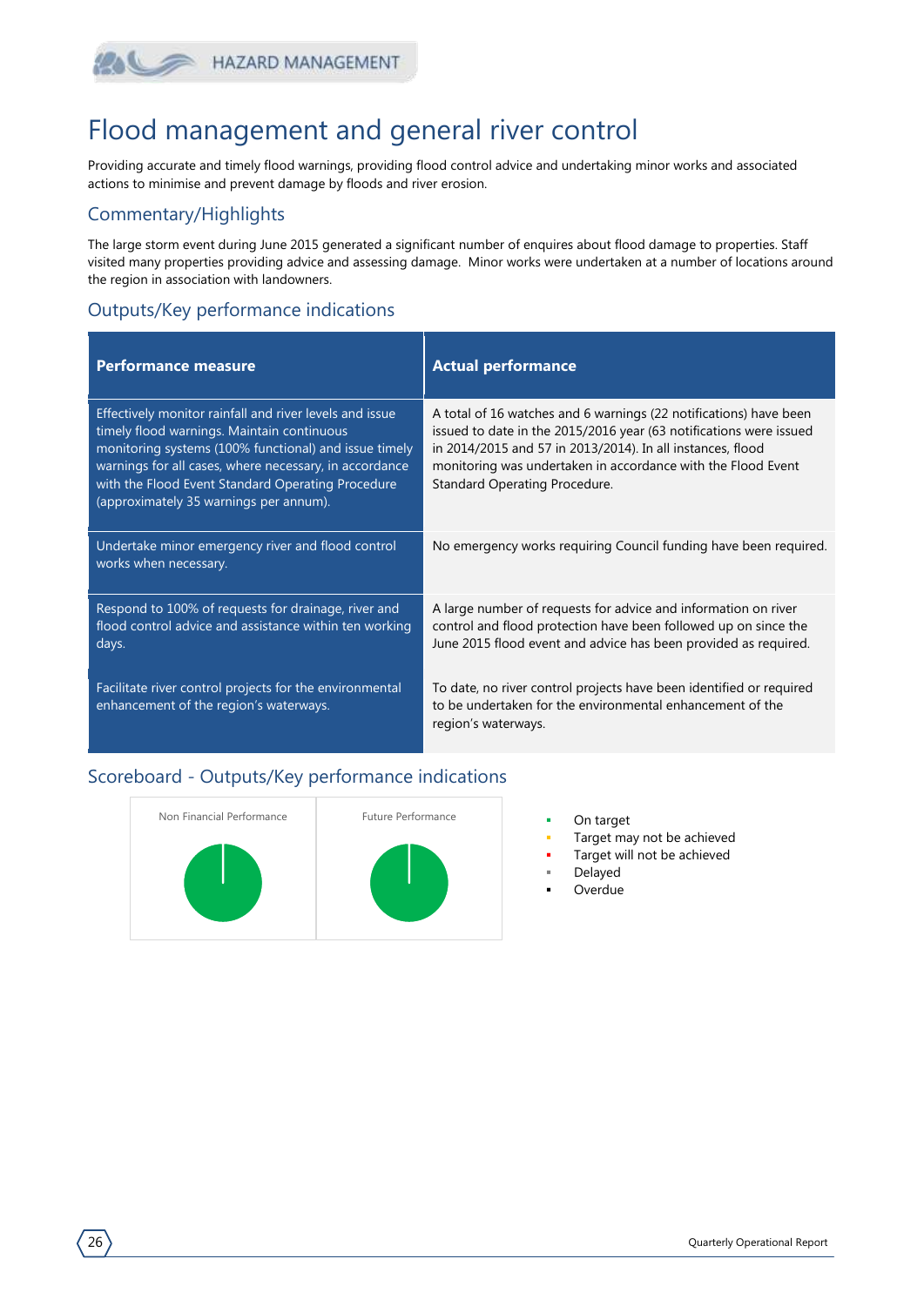# Flood management and general river control

Providing accurate and timely flood warnings, providing flood control advice and undertaking minor works and associated actions to minimise and prevent damage by floods and river erosion.

## Commentary/Highlights

The large storm event during June 2015 generated a significant number of enquires about flood damage to properties. Staff visited many properties providing advice and assessing damage. Minor works were undertaken at a number of locations around the region in association with landowners.

## Outputs/Key performance indications

| Performance measure | Actual performance |
|---|---|
| Effectively monitor rainfall and river levels and issue timely flood warnings. Maintain continuous monitoring systems (100% functional) and issue timely warnings for all cases, where necessary, in accordance with the Flood Event Standard Operating Procedure (approximately 35 warnings per annum). | A total of 16 watches and 6 warnings (22 notifications) have been issued to date in the 2015/2016 year (63 notifications were issued in 2014/2015 and 57 in 2013/2014). In all instances, flood monitoring was undertaken in accordance with the Flood Event Standard Operating Procedure. |
| Undertake minor emergency river and flood control works when necessary. | No emergency works requiring Council funding have been required. |
| Respond to 100% of requests for drainage, river and flood control advice and assistance within ten working days. | A large number of requests for advice and information on river control and flood protection have been followed up on since the June 2015 flood event and advice has been provided as required. |
| Facilitate river control projects for the environmental enhancement of the region's waterways. | To date, no river control projects have been identified or required to be undertaken for the environmental enhancement of the region's waterways. |

## Scoreboard - Outputs/Key performance indications

Non Financial Performance

Future Performance

- On target
- Target may not be achieved
- Target will not be achieved
- Delayed
- Overdue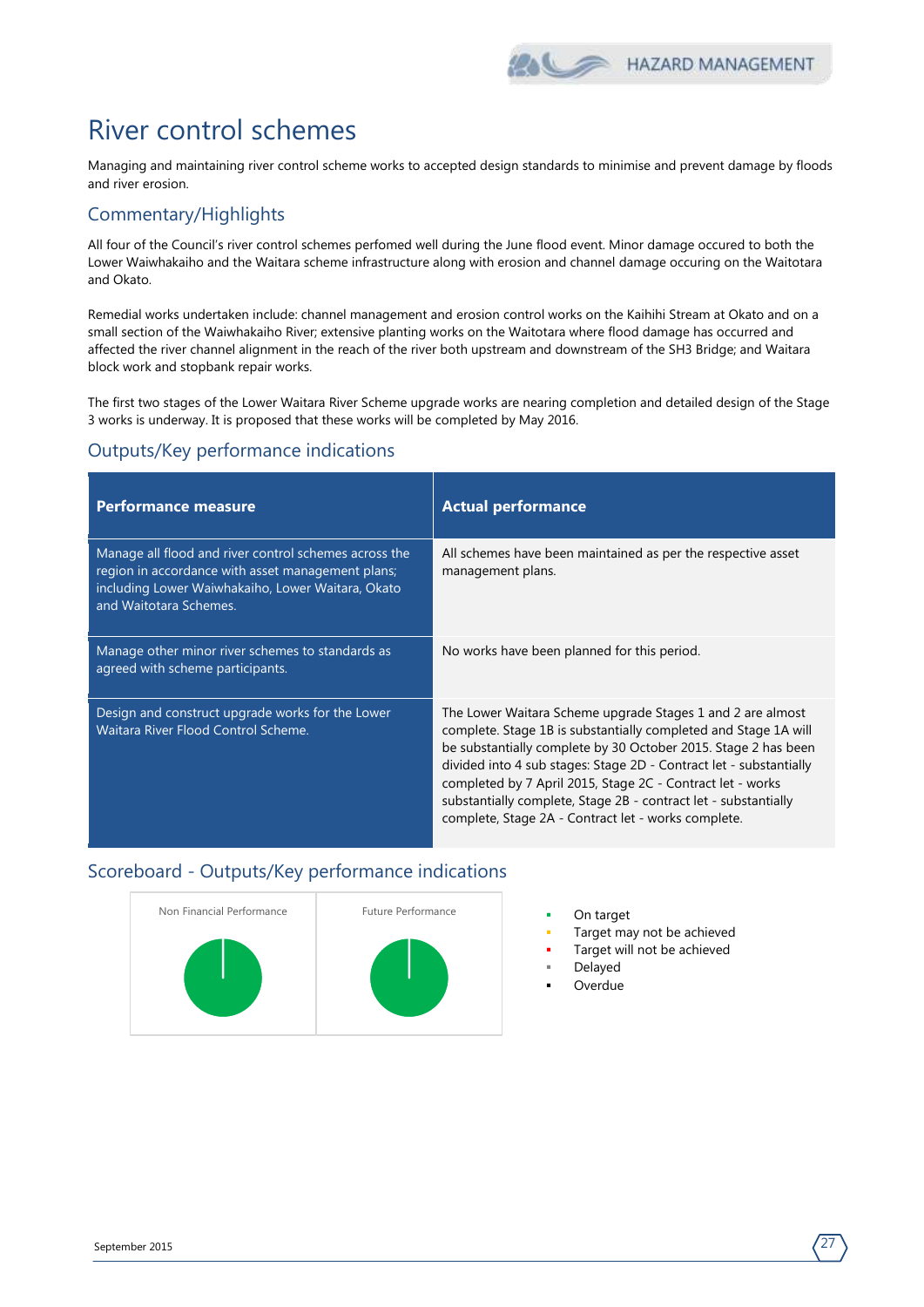# River control schemes

Managing and maintaining river control scheme works to accepted design standards to minimise and prevent damage by floods and river erosion.

## Commentary/Highlights

All four of the Council's river control schemes perfomed well during the June flood event. Minor damage occured to both the Lower Waiwhakaiho and the Waitara scheme infrastructure along with erosion and channel damage occuring on the Waitotara and Okato.

Remedial works undertaken include: channel management and erosion control works on the Kaihihi Stream at Okato and on a small section of the Waiwhakaiho River; extensive planting works on the Waitotara where flood damage has occurred and affected the river channel alignment in the reach of the river both upstream and downstream of the SH3 Bridge; and Waitara block work and stopbank repair works.

The first two stages of the Lower Waitara River Scheme upgrade works are nearing completion and detailed design of the Stage 3 works is underway. It is proposed that these works will be completed by May 2016.

## Outputs/Key performance indications

| Performance measure | Actual performance |
|---|---|
| Manage all flood and river control schemes across the region in accordance with asset management plans; including Lower Waiwhakaiho, Lower Waitara, Okato and Waitotara Schemes. | All schemes have been maintained as per the respective asset management plans. |
| Manage other minor river schemes to standards as agreed with scheme participants. | No works have been planned for this period. |
| Design and construct upgrade works for the Lower Waitara River Flood Control Scheme. | The Lower Waitara Scheme upgrade Stages 1 and 2 are almost complete. Stage 1B is substantially completed and Stage 1A will be substantially complete by 30 October 2015. Stage 2 has been divided into 4 sub stages: Stage 2D - Contract let - substantially completed by 7 April 2015, Stage 2C - Contract let - works substantially complete, Stage 2B - contract let - substantially complete, Stage 2A - Contract let - works complete. |

## Scoreboard - Outputs/Key performance indications

Non Financial Performance

Future Performance

- On target
- Target may not be achieved
- Target will not be achieved
- Delayed
- Overdue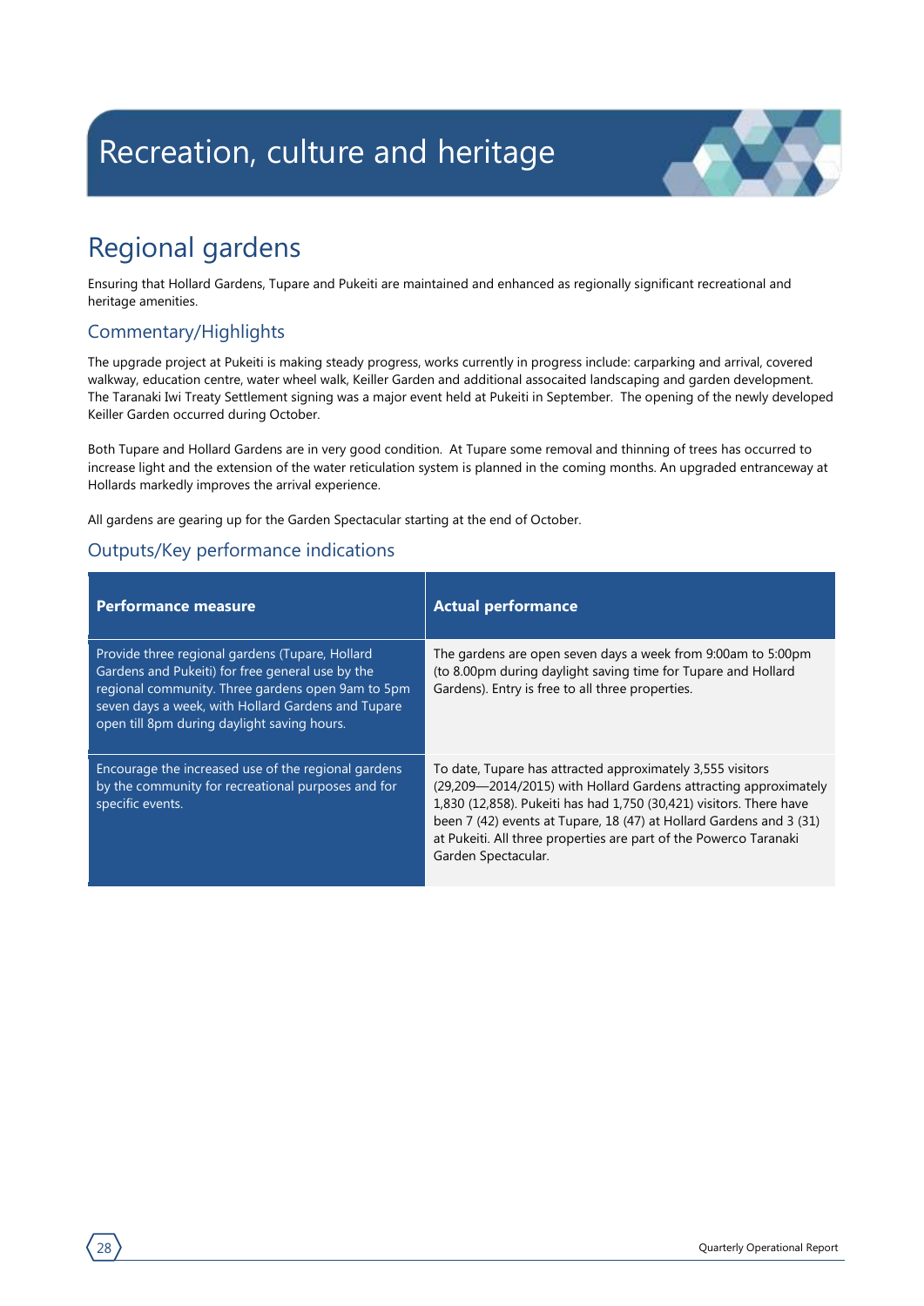# Recreation, culture and heritage

## Regional gardens

Ensuring that Hollard Gardens, Tupare and Pukeiti are maintained and enhanced as regionally significant recreational and heritage amenities.

### Commentary/Highlights

The upgrade project at Pukeiti is making steady progress, works currently in progress include: carparking and arrival, covered walkway, education centre, water wheel walk, Keiller Garden and additional assocaited landscaping and garden development. The Taranaki Iwi Treaty Settlement signing was a major event held at Pukeiti in September. The opening of the newly developed Keiller Garden occurred during October.

Both Tupare and Hollard Gardens are in very good condition. At Tupare some removal and thinning of trees has occurred to increase light and the extension of the water reticulation system is planned in the coming months. An upgraded entranceway at Hollards markedly improves the arrival experience.

All gardens are gearing up for the Garden Spectacular starting at the end of October.

### Outputs/Key performance indications

| Performance measure | Actual performance |
|---|---|
| Provide three regional gardens (Tupare, Hollard Gardens and Pukeiti) for free general use by the regional community. Three gardens open 9am to 5pm seven days a week, with Hollard Gardens and Tupare open till 8pm during daylight saving hours. | The gardens are open seven days a week from 9:00am to 5:00pm (to 8.00pm during daylight saving time for Tupare and Hollard Gardens). Entry is free to all three properties. |
| Encourage the increased use of the regional gardens by the community for recreational purposes and for specific events. | To date, Tupare has attracted approximately 3,555 visitors (29,209—2014/2015) with Hollard Gardens attracting approximately 1,830 (12,858). Pukeiti has had 1,750 (30,421) visitors. There have been 7 (42) events at Tupare, 18 (47) at Hollard Gardens and 3 (31) at Pukeiti. All three properties are part of the Powerco Taranaki Garden Spectacular. |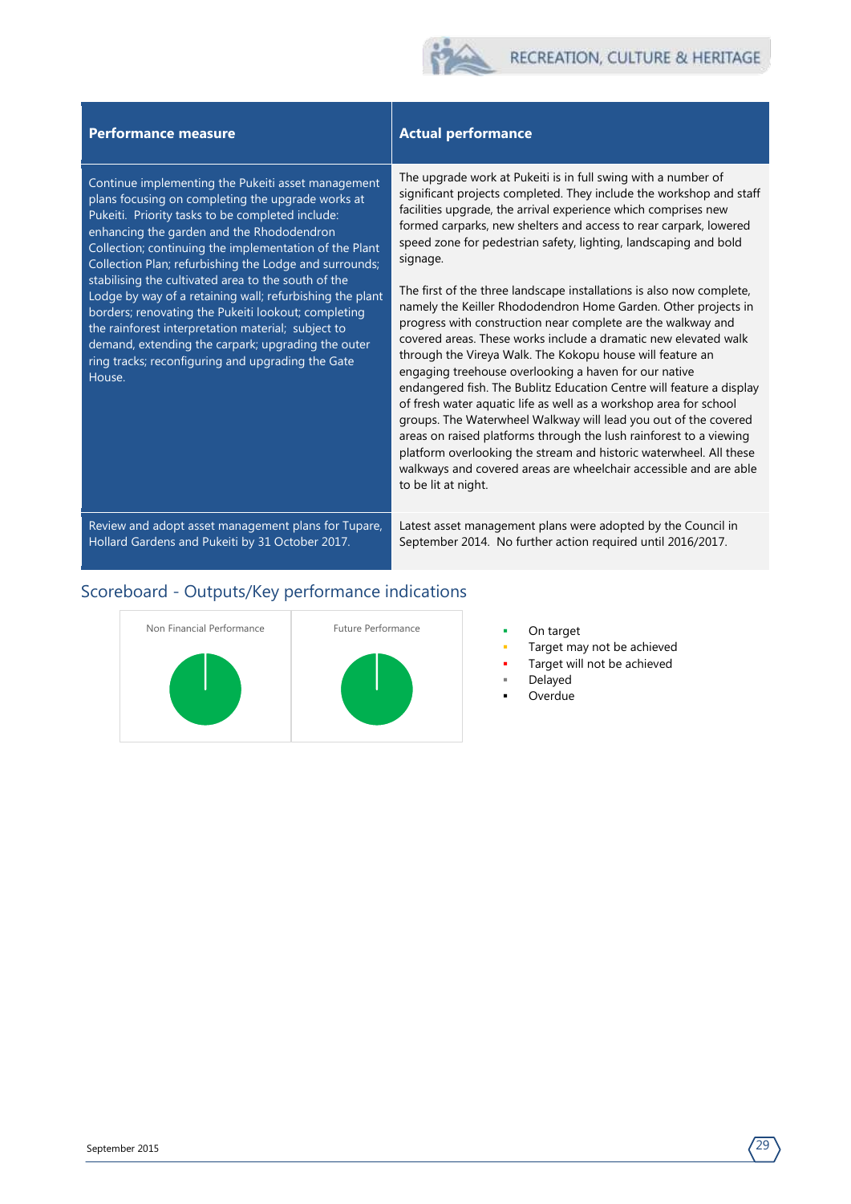| Performance measure | Actual performance |
| --- | --- |
| Continue implementing the Pukeiti asset management plans focusing on completing the upgrade works at Pukeiti. Priority tasks to be completed include: enhancing the garden and the Rhododendron Collection; continuing the implementation of the Plant Collection Plan; refurbishing the Lodge and surrounds; stabilising the cultivated area to the south of the Lodge by way of a retaining wall; refurbishing the plant borders; renovating the Pukeiti lookout; completing the rainforest interpretation material; subject to demand, extending the carpark; upgrading the outer ring tracks; reconfiguring and upgrading the Gate House. | The upgrade work at Pukeiti is in full swing with a number of significant projects completed. They include the workshop and staff facilities upgrade, the arrival experience which comprises new formed carparks, new shelters and access to rear carpark, lowered speed zone for pedestrian safety, lighting, landscaping and bold signage.<br><br>The first of the three landscape installations is also now complete, namely the Keiller Rhododendron Home Garden. Other projects in progress with construction near complete are the walkway and covered areas. These works include a dramatic new elevated walk through the Vireya Walk. The Kokopu house will feature an engaging treehouse overlooking a haven for our native endangered fish. The Bublitz Education Centre will feature a display of fresh water aquatic life as well as a workshop area for school groups. The Waterwheel Walkway will lead you out of the covered areas on raised platforms through the lush rainforest to a viewing platform overlooking the stream and historic waterwheel. All these walkways and covered areas are wheelchair accessible and are able to be lit at night. |
| Review and adopt asset management plans for Tupare, Hollard Gardens and Pukeiti by 31 October 2017. | Latest asset management plans were adopted by the Council in September 2014. No further action required until 2016/2017. |

## Scoreboard - Outputs/Key performance indications

Non Financial Performance

Future Performance

- On target
- Target may not be achieved
- Target will not be achieved
- Delayed
- Overdue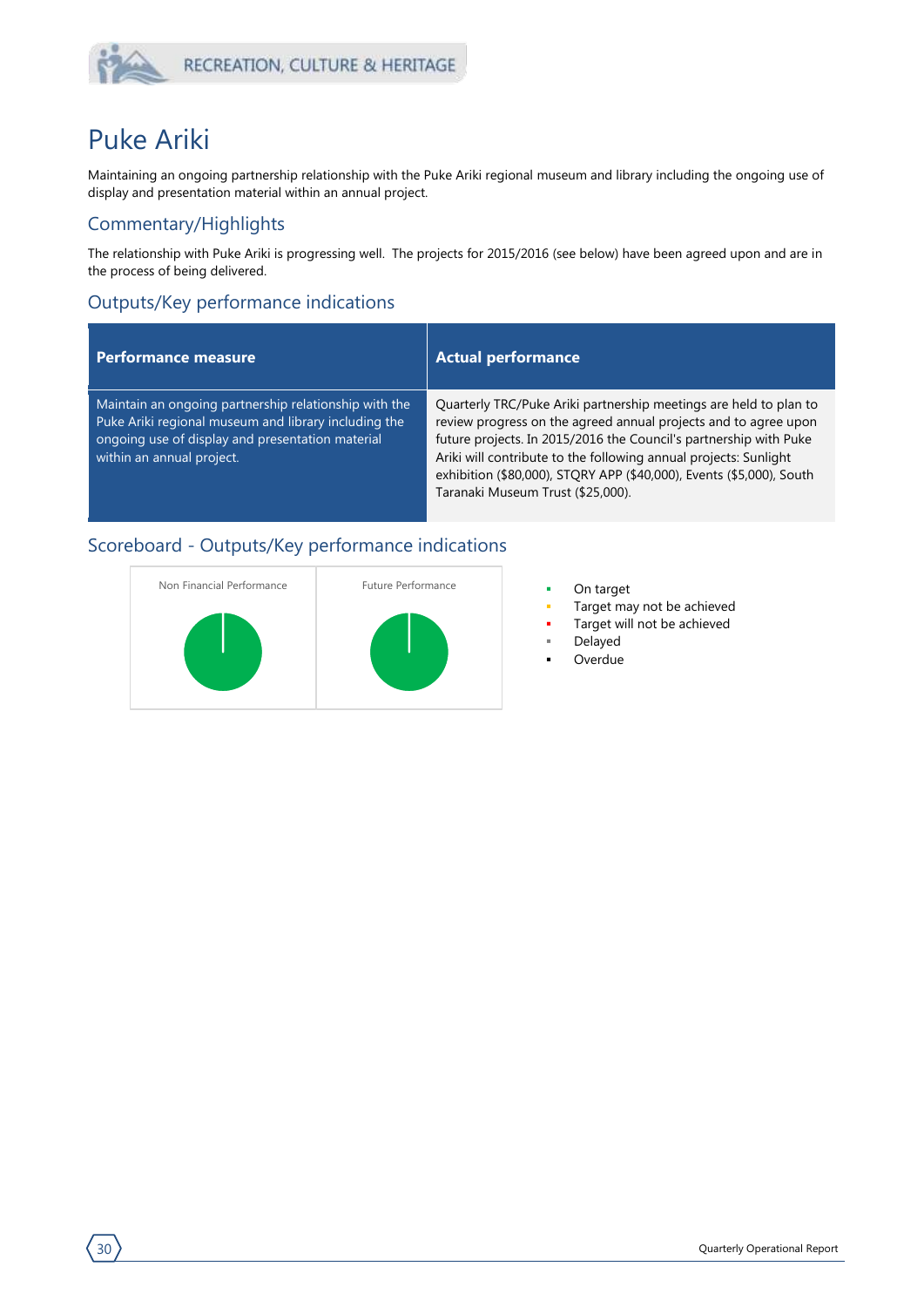# Puke Ariki

Maintaining an ongoing partnership relationship with the Puke Ariki regional museum and library including the ongoing use of display and presentation material within an annual project.

## Commentary/Highlights

The relationship with Puke Ariki is progressing well. The projects for 2015/2016 (see below) have been agreed upon and are in the process of being delivered.

## Outputs/Key performance indications

| Performance measure | Actual performance |
|---|---|
| Maintain an ongoing partnership relationship with the Puke Ariki regional museum and library including the ongoing use of display and presentation material within an annual project. | Quarterly TRC/Puke Ariki partnership meetings are held to plan to review progress on the agreed annual projects and to agree upon future projects. In 2015/2016 the Council's partnership with Puke Ariki will contribute to the following annual projects: Sunlight exhibition ($80,000), STQRY APP ($40,000), Events ($5,000), South Taranaki Museum Trust ($25,000). |

## Scoreboard - Outputs/Key performance indications

Non Financial Performance

Future Performance

- On target
- Target may not be achieved
- Target will not be achieved
- Delayed
- Overdue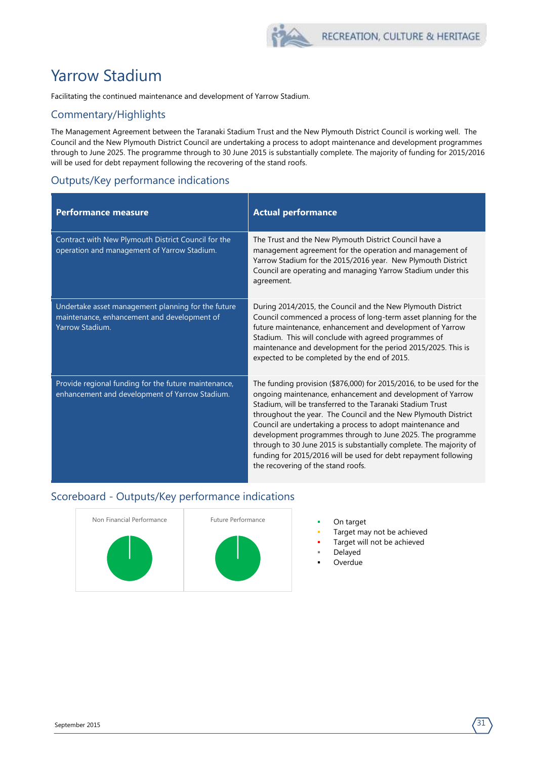# Yarrow Stadium

Facilitating the continued maintenance and development of Yarrow Stadium.

## Commentary/Highlights

The Management Agreement between the Taranaki Stadium Trust and the New Plymouth District Council is working well. The Council and the New Plymouth District Council are undertaking a process to adopt maintenance and development programmes through to June 2025. The programme through to 30 June 2015 is substantially complete. The majority of funding for 2015/2016 will be used for debt repayment following the recovering of the stand roofs.

## Outputs/Key performance indications

| Performance measure | Actual performance |
|---|---|
| Contract with New Plymouth District Council for the operation and management of Yarrow Stadium. | The Trust and the New Plymouth District Council have a management agreement for the operation and management of Yarrow Stadium for the 2015/2016 year. New Plymouth District Council are operating and managing Yarrow Stadium under this agreement. |
| Undertake asset management planning for the future maintenance, enhancement and development of Yarrow Stadium. | During 2014/2015, the Council and the New Plymouth District Council commenced a process of long-term asset planning for the future maintenance, enhancement and development of Yarrow Stadium. This will conclude with agreed programmes of maintenance and development for the period 2015/2025. This is expected to be completed by the end of 2015. |
| Provide regional funding for the future maintenance, enhancement and development of Yarrow Stadium. | The funding provision ($876,000) for 2015/2016, to be used for the ongoing maintenance, enhancement and development of Yarrow Stadium, will be transferred to the Taranaki Stadium Trust throughout the year. The Council and the New Plymouth District Council are undertaking a process to adopt maintenance and development programmes through to June 2025. The programme through to 30 June 2015 is substantially complete. The majority of funding for 2015/2016 will be used for debt repayment following the recovering of the stand roofs. |

## Scoreboard - Outputs/Key performance indications

Non Financial Performance

Future Performance

- On target
- Target may not be achieved
- Target will not be achieved
- Delayed
- Overdue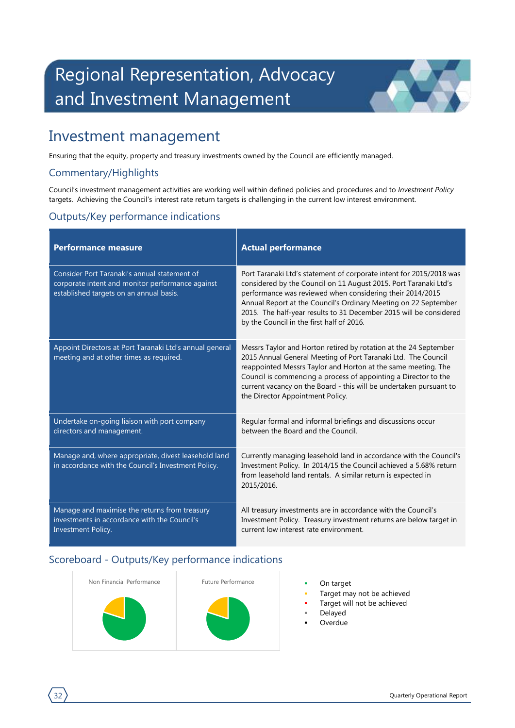# Regional Representation, Advocacy and Investment Management

## Investment management

Ensuring that the equity, property and treasury investments owned by the Council are efficiently managed.

### Commentary/Highlights

Council's investment management activities are working well within defined policies and procedures and to *Investment Policy* targets. Achieving the Council's interest rate return targets is challenging in the current low interest environment.

### Outputs/Key performance indications

| Performance measure | Actual performance |
|---|---|
| Consider Port Taranaki's annual statement of corporate intent and monitor performance against established targets on an annual basis. | Port Taranaki Ltd's statement of corporate intent for 2015/2018 was considered by the Council on 11 August 2015. Port Taranaki Ltd's performance was reviewed when considering their 2014/2015 Annual Report at the Council's Ordinary Meeting on 22 September 2015. The half-year results to 31 December 2015 will be considered by the Council in the first half of 2016. |
| Appoint Directors at Port Taranaki Ltd's annual general meeting and at other times as required. | Messrs Taylor and Horton retired by rotation at the 24 September 2015 Annual General Meeting of Port Taranaki Ltd. The Council reappointed Messrs Taylor and Horton at the same meeting. The Council is commencing a process of appointing a Director to the current vacancy on the Board - this will be undertaken pursuant to the Director Appointment Policy. |
| Undertake on-going liaison with port company directors and management. | Regular formal and informal briefings and discussions occur between the Board and the Council. |
| Manage and, where appropriate, divest leasehold land in accordance with the Council's Investment Policy. | Currently managing leasehold land in accordance with the Council's Investment Policy. In 2014/15 the Council achieved a 5.68% return from leasehold land rentals. A similar return is expected in 2015/2016. |
| Manage and maximise the returns from treasury investments in accordance with the Council's Investment Policy. | All treasury investments are in accordance with the Council's Investment Policy. Treasury investment returns are below target in current low interest rate environment. |

### Scoreboard - Outputs/Key performance indications

Non Financial Performance

Future Performance

- On target
- Target may not be achieved
- Target will not be achieved
- Delayed
- Overdue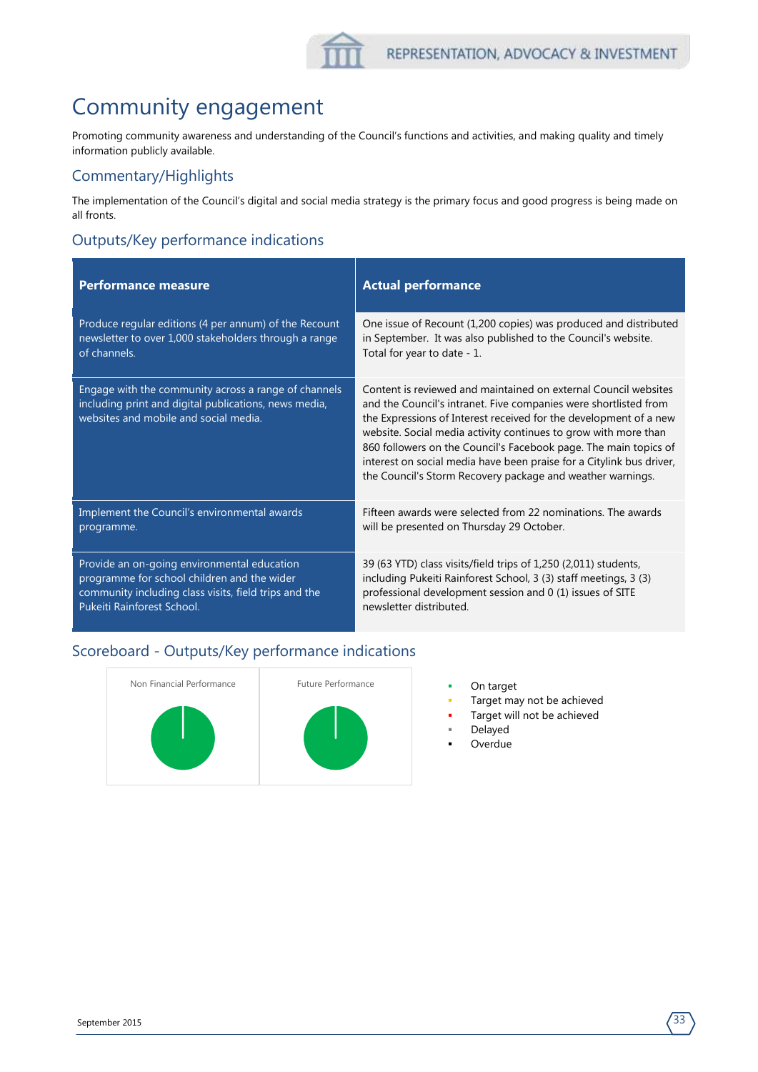# Community engagement

Promoting community awareness and understanding of the Council's functions and activities, and making quality and timely information publicly available.

## Commentary/Highlights

The implementation of the Council's digital and social media strategy is the primary focus and good progress is being made on all fronts.

## Outputs/Key performance indications

| Performance measure | Actual performance |
|---|---|
| Produce regular editions (4 per annum) of the Recount newsletter to over 1,000 stakeholders through a range of channels. | One issue of Recount (1,200 copies) was produced and distributed in September. It was also published to the Council's website. Total for year to date - 1. |
| Engage with the community across a range of channels including print and digital publications, news media, websites and mobile and social media. | Content is reviewed and maintained on external Council websites and the Council's intranet. Five companies were shortlisted from the Expressions of Interest received for the development of a new website. Social media activity continues to grow with more than 860 followers on the Council's Facebook page. The main topics of interest on social media have been praise for a Citylink bus driver, the Council's Storm Recovery package and weather warnings. |
| Implement the Council's environmental awards programme. | Fifteen awards were selected from 22 nominations. The awards will be presented on Thursday 29 October. |
| Provide an on-going environmental education programme for school children and the wider community including class visits, field trips and the Pukeiti Rainforest School. | 39 (63 YTD) class visits/field trips of 1,250 (2,011) students, including Pukeiti Rainforest School, 3 (3) staff meetings, 3 (3) professional development session and 0 (1) issues of SITE newsletter distributed. |

## Scoreboard - Outputs/Key performance indications

Non Financial Performance

Future Performance

- On target
- Target may not be achieved
- Target will not be achieved
- Delayed
- Overdue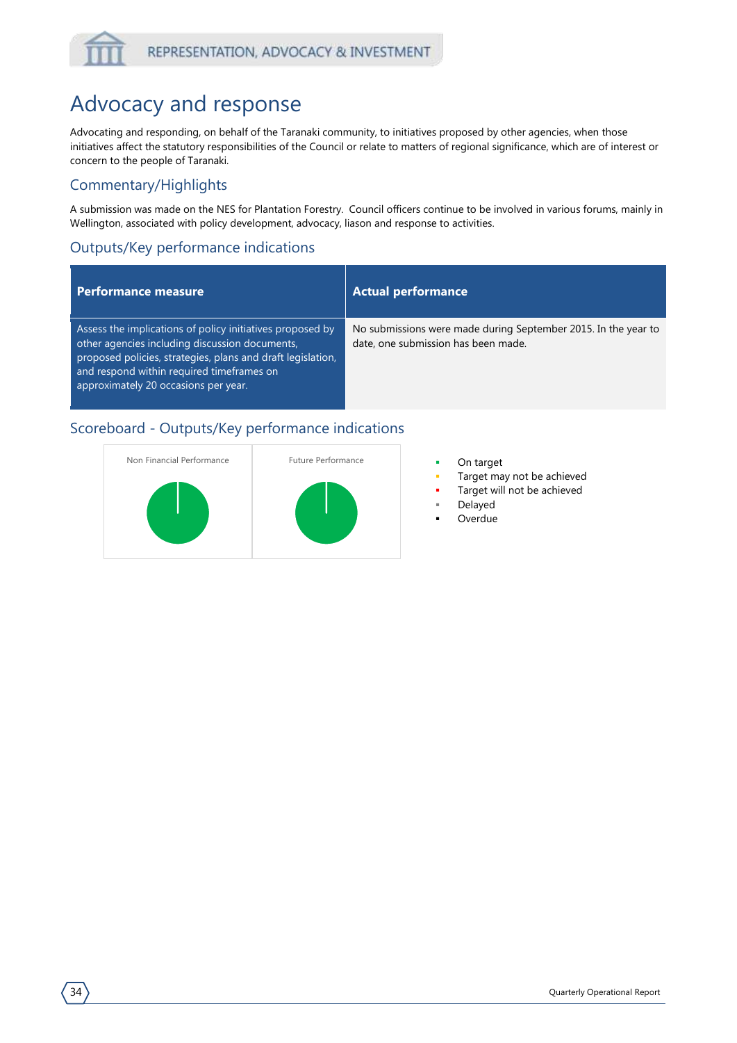REPRESENTATION, ADVOCACY & INVESTMENT

# Advocacy and response

Advocating and responding, on behalf of the Taranaki community, to initiatives proposed by other agencies, when those initiatives affect the statutory responsibilities of the Council or relate to matters of regional significance, which are of interest or concern to the people of Taranaki.

## Commentary/Highlights

A submission was made on the NES for Plantation Forestry. Council officers continue to be involved in various forums, mainly in Wellington, associated with policy development, advocacy, liason and response to activities.

## Outputs/Key performance indications

| Performance measure | Actual performance |
|---|---|
| Assess the implications of policy initiatives proposed by other agencies including discussion documents, proposed policies, strategies, plans and draft legislation, and respond within required timeframes on approximately 20 occasions per year. | No submissions were made during September 2015. In the year to date, one submission has been made. |

## Scoreboard - Outputs/Key performance indications

Non Financial Performance

Future Performance

- On target
- Target may not be achieved
- Target will not be achieved
- Delayed
- Overdue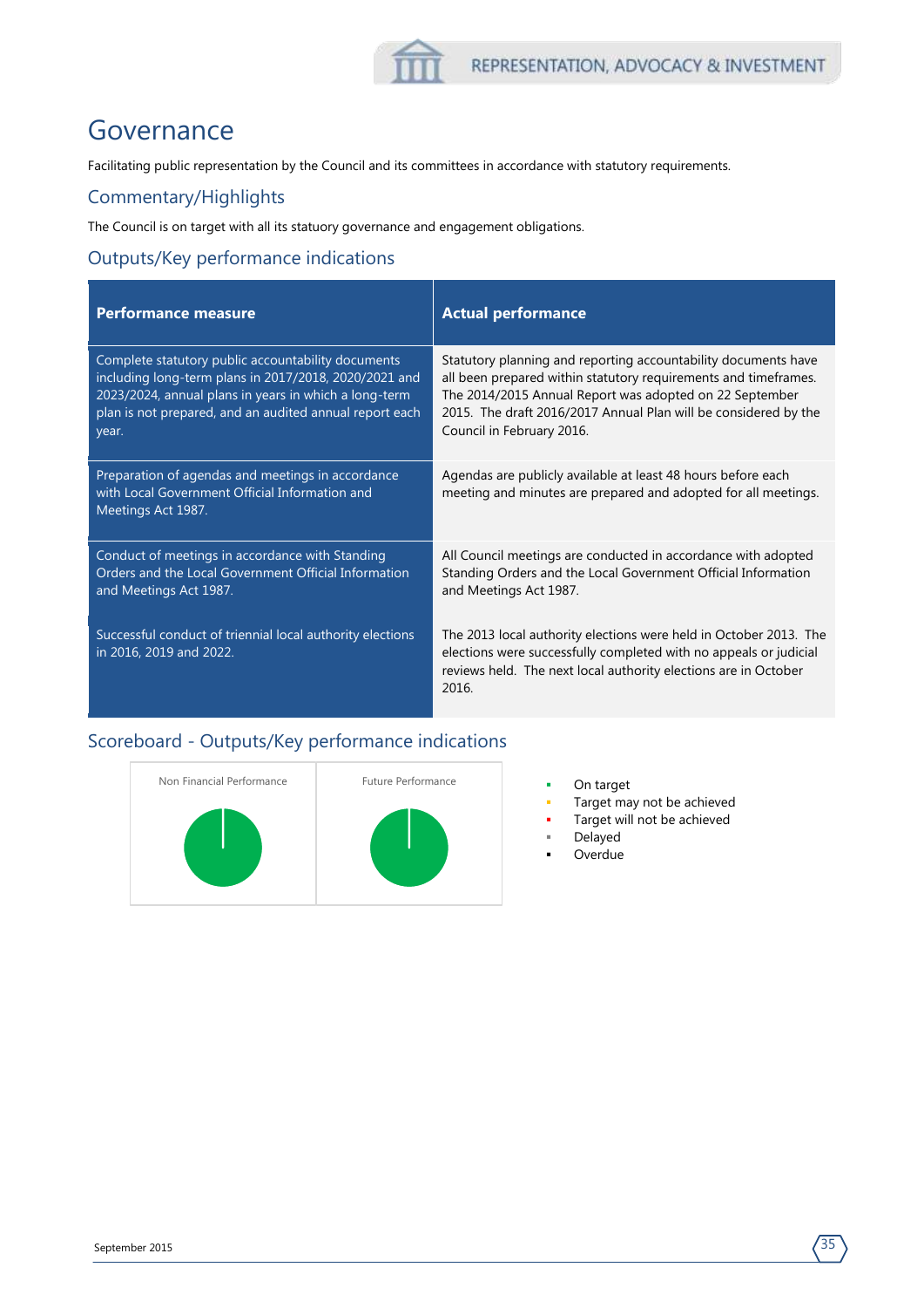# Governance

Facilitating public representation by the Council and its committees in accordance with statutory requirements.

## Commentary/Highlights

The Council is on target with all its statuory governance and engagement obligations.

## Outputs/Key performance indications

| Performance measure | Actual performance |
|---|---|
| Complete statutory public accountability documents including long-term plans in 2017/2018, 2020/2021 and 2023/2024, annual plans in years in which a long-term plan is not prepared, and an audited annual report each year. | Statutory planning and reporting accountability documents have all been prepared within statutory requirements and timeframes. The 2014/2015 Annual Report was adopted on 22 September 2015. The draft 2016/2017 Annual Plan will be considered by the Council in February 2016. |
| Preparation of agendas and meetings in accordance with Local Government Official Information and Meetings Act 1987. | Agendas are publicly available at least 48 hours before each meeting and minutes are prepared and adopted for all meetings. |
| Conduct of meetings in accordance with Standing Orders and the Local Government Official Information and Meetings Act 1987. | All Council meetings are conducted in accordance with adopted Standing Orders and the Local Government Official Information and Meetings Act 1987. |
| Successful conduct of triennial local authority elections in 2016, 2019 and 2022. | The 2013 local authority elections were held in October 2013. The elections were successfully completed with no appeals or judicial reviews held. The next local authority elections are in October 2016. |

## Scoreboard - Outputs/Key performance indications

Non Financial Performance

Future Performance

- On target
- Target may not be achieved
- Target will not be achieved
- Delayed
- Overdue

September 2015